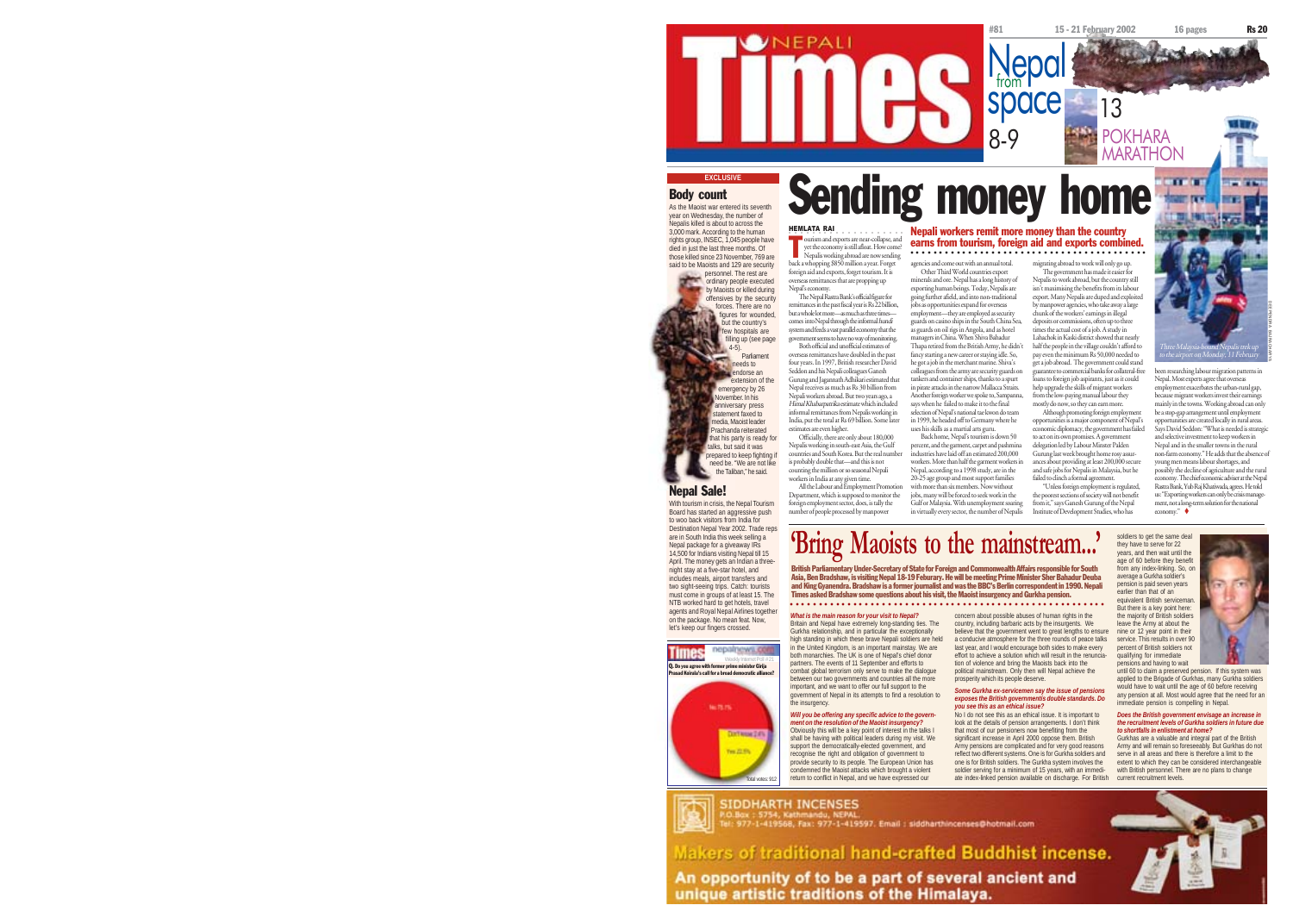# NEPALI Times

#81 15 - 21 February 2002 16 pages Rs 20

Nepal from space 8-9

13 POKHARA MARATHON

EXCLUSIVE

## Body count

As the Maoist war entered its seventh year on Wednesday, the number of Nepalis killed is about to across the 3,000 mark. According to the human rights group, INSEC, 1,045 people have died in just the last three months. Of those killed since 23 November, 769 are said to be Maoists and 129 are security personnel. The rest are ordinary people executed by Maoists or killed during offensives by the security forces. There are no figures for wounded, but the country's few hospitals are filling up (see page 4-5).

Parliament needs to endorse an extension of the emergency by 26 November. In his anniversary press statement faxed to media, Maoist leader Prachanda reiterated that his party is ready for talks, but said it was prepared to keep fighting if need be. "We are not like the Taliban," he said.

## Nepal Sale!

With tourism in crisis, the Nepal Tourism Board has started an aggressive push to woo back visitors from India for Destination Nepal Year 2002. Trade reps are in South India this week selling a Nepal package for a giveaway IRs 14,500 for Indians visiting Nepal till 15 April. The money gets an Indian a three-night stay at a five-star hotel, and includes meals, airport transfers and two sight-seeing trips. Catch: tourists must come in groups of at least 15. The NTB worked hard to get hotels, travel agents and Royal Nepal Airlines together on the package. No mean feat. Now, let's keep our fingers crossed.

Times nepalnews.com Weekly Internet Poll # 21

Q. Do you agree with former prime minister Girija Prasad Koirala's call for a broad democratic alliance?

No 73.1%
Don't know 2.6%
Yes 22.5%

Total votes: 912

# Sending money home

## Nepali workers remit more money than the country earns from tourism, foreign aid and exports combined.

HEMLATA RAI

Tourism and exports are near-collapse, and yet the economy is still afloat. How come? Nepalis working abroad are now sending back a whopping $850 million a year. Forget foreign aid and exports, forget tourism. It is overseas remittances that are propping up Nepal's economy.

The Nepal Rastra Bank's official figure for remittances in the past fiscal year is Rs 22 billion, but a whole lot more—as much as three times—comes into Nepal through the informal *hundi* system and feeds a vast parallel economy that the government seems to have no way of monitoring.

Both official and unofficial estimates of overseas remittances have doubled in the past four years. In 1997, British researcher David Seddon and his Nepali colleagues Ganesh Gurung and Jagannath Adhikari estimated that Nepal receives as much as Rs 30 billion from Nepali workers abroad. But two years ago, a *Himal Khabarpatrika* estimate which included informal remittances from Nepalis working in India, put the total at Rs 69 billion. Some later estimates are even higher.

Officially, there are only about 180,000 Nepalis working in south-east Asia, the Gulf countries and South Korea. But the real number is probably double that—and this is not counting the million or so seasonal Nepali workers in India at any given time.

All the Labour and Employment Promotion Department, which is supposed to monitor the foreign employment sector, does, is tally the number of people processed by manpower agencies and come out with an annual total.

Other Third World countries export minerals and ore. Nepal has a long history of exporting human beings. Today, Nepalis are going further afield, and into non-traditional jobs as opportunities expand for overseas employment—they are employed as security guards on casino ships in the South China Sea, as guards on oil rigs in Angola, and as hotel managers in China. When Shiva Bahadur Thapa retired from the British Army, he didn't fancy starting a new career or staying idle. So, he got a job in the merchant marine. Shiva's colleagues from the army are security guards on tankers and container ships, thanks to a spurt in pirate attacks in the narrow Mallacca Straits. Another foreign worker we spoke to, Sampanna, says when he failed to make it to the final selection of Nepal's national tae kwon do team in 1999, he headed off to Germany where he uses his skills as a martial arts guru.

Back home, Nepal's tourism is down 50 percent, and the garment, carpet and pashmina industries have laid off an estimated 200,000 workers. More than half the garment workers in Nepal, according to a 1998 study, are in the 20-25 age group and most support families with more than six members. Now without jobs, many will be forced to seek work in the Gulf or Malaysia. With unemployment soaring in virtually every sector, the number of Nepalis migrating abroad to work will only go up.

The government has made it easier for Nepalis to work abroad, but the country still isn't maximising the benefits from its labour export. Many Nepalis are duped and exploited by manpower agencies, who take away a large chunk of the workers' earnings in illegal deposits or commissions, often up to three times the actual cost of a job. A study in Lahachok in Kaski district showed that nearly half the people in the village couldn't afford to pay even the minimum Rs 50,000 needed to get a job abroad. The government could stand guarantee to commercial banks for collateral-free loans to foreign job aspirants, just as it could help upgrade the skills of migrant workers from the low-paying manual labour they mostly do now, so they can earn more.

Although promoting foreign employment opportunities is a major component of Nepal's economic diplomacy, the government has failed to act on its own promises. A government delegation led by Labour Minister Palden Gurung last week brought home rosy assurances about providing at least 200,000 secure and safe jobs for Nepalis in Malaysia, but he failed to clinch a formal agreement.

"Unless foreign employment is regulated, the poorest sections of society will not benefit from it," says Ganesh Gurung of the Nepal Institute of Development Studies, who has been researching labour migration patterns in Nepal. Most experts agree that overseas employment exacerbates the urban-rural gap, because migrant workers invest their earnings mainly in the towns. Working abroad can only be a stop-gap arrangement until employment opportunities are created locally in rural areas. Says David Seddon: "What is needed is strategic and selective investment to keep workers in Nepal and in the smaller towns in the rural non-farm economy." He adds that the absence of young men means labour shortages, and possibly the decline of agriculture and the rural economy. The chief economic adviser at the Nepal Rastra Bank, Yub Raj Khatiwada, agrees. He told us: "Exporting workers can only be crisis management, not a long-term solution for the national economy." ♦

*Three Malaysia-bound Nepalis trek up to the airport on Monday, 11 February.*

# 'Bring Maoists to the mainstream...'

**British Parliamentary Under-Secretary of State for Foreign and Commonwealth Affairs responsible for South Asia, Ben Bradshaw, is visiting Nepal 18-19 February. He will be meeting Prime Minister Sher Bahadur Deuba and King Gyanendra. Bradshaw is a former journalist and was the BBC's Berlin correspondent in 1990. Nepali Times asked Bradshaw some questions about his visit, the Maoist insurgency and Gurkha pension.**

***What is the main reason for your visit to Nepal?***

Britain and Nepal have extremely long-standing ties. The Gurkha relationship, and in particular the exceptionally high standing in which these brave Nepali soldiers are held in the United Kingdom, is an important mainstay. We are both monarchies. The UK is one of Nepal's chief donor partners. The events of 11 September and efforts to combat global terrorism only serve to make the dialogue between our two governments and countries all the more important, and we want to offer our full support to the government of Nepal in its attempts to find a resolution to the insurgency.

***Will you be offering any specific advice to the government on the resolution of the Maoist insurgency?***

Obviously this will be a key point of interest in the talks I shall be having with political leaders during my visit. We support the democratically-elected government, and recognise the right and obligation of government to provide security to its people. The European Union has condemned the Maoist attacks which brought a violent return to conflict in Nepal, and we have expressed our concern about possible abuses of human rights in the country, including barbaric acts by the insurgents. We believe that the government went to great lengths to ensure a conducive atmosphere for the three rounds of peace talks last year, and I would encourage both sides to make every effort to achieve a solution which will result in the renunciation of violence and bring the Maoists back into the political mainstream. Only then will Nepal achieve the prosperity which its people deserve.

***Some Gurkha ex-servicemen say the issue of pensions exposes the British governments double standards. Do you see this as an ethical issue?***

No I do not see this as an ethical issue. It is important to look at the details of pension arrangements. I don't think that most of our pensioners now benefiting from the significant increase in April 2000 oppose them. British Army pensions are complicated and for very good reasons reflect two different systems. One is for Gurkha soldiers and one is for British soldiers. The Gurkha system involves the soldier serving for a minimum of 15 years, with an immediate index-linked pension available on discharge. For British soldiers to get the same deal they have to serve for 22 years, and then wait until the age of 60 before they benefit from any index-linking. So, on average a Gurkha soldier's pension is paid seven years earlier than that of an equivalent British serviceman. But there is a key point here: the majority of British soldiers leave the Army at about the nine or 12 year point in their service. This results in over 90 percent of British soldiers not qualifying for immediate pensions and having to wait until 60 to claim a preserved pension. If this system was applied to the Brigade of Gurkhas, many Gurkha soldiers would have to wait until the age of 60 before receiving any pension at all. Most would agree that the need for an immediate pension is compelling in Nepal.

***Does the British government envisage an increase in the recruitment levels of Gurkha soldiers in future due to shortfalls in enlistment at home?***

Gurkhas are a valuable and integral part of the British Army and will remain so foreseeably. But Gurkhas do not serve in all areas and there is therefore a limit to the extent to which they can be considered interchangeable with British personnel. There are no plans to change current recruitment levels.

SIDDHARTH INCENSES
P.O.Box : 5754, Kathmandu, NEPAL.
Tel: 977-1-419568, Fax: 977-1-419597. Email : siddharthincenses@hotmail.com

Makers of traditional hand-crafted Buddhist incense.

An opportunity of to be a part of several ancient and unique artistic traditions of the Himalaya.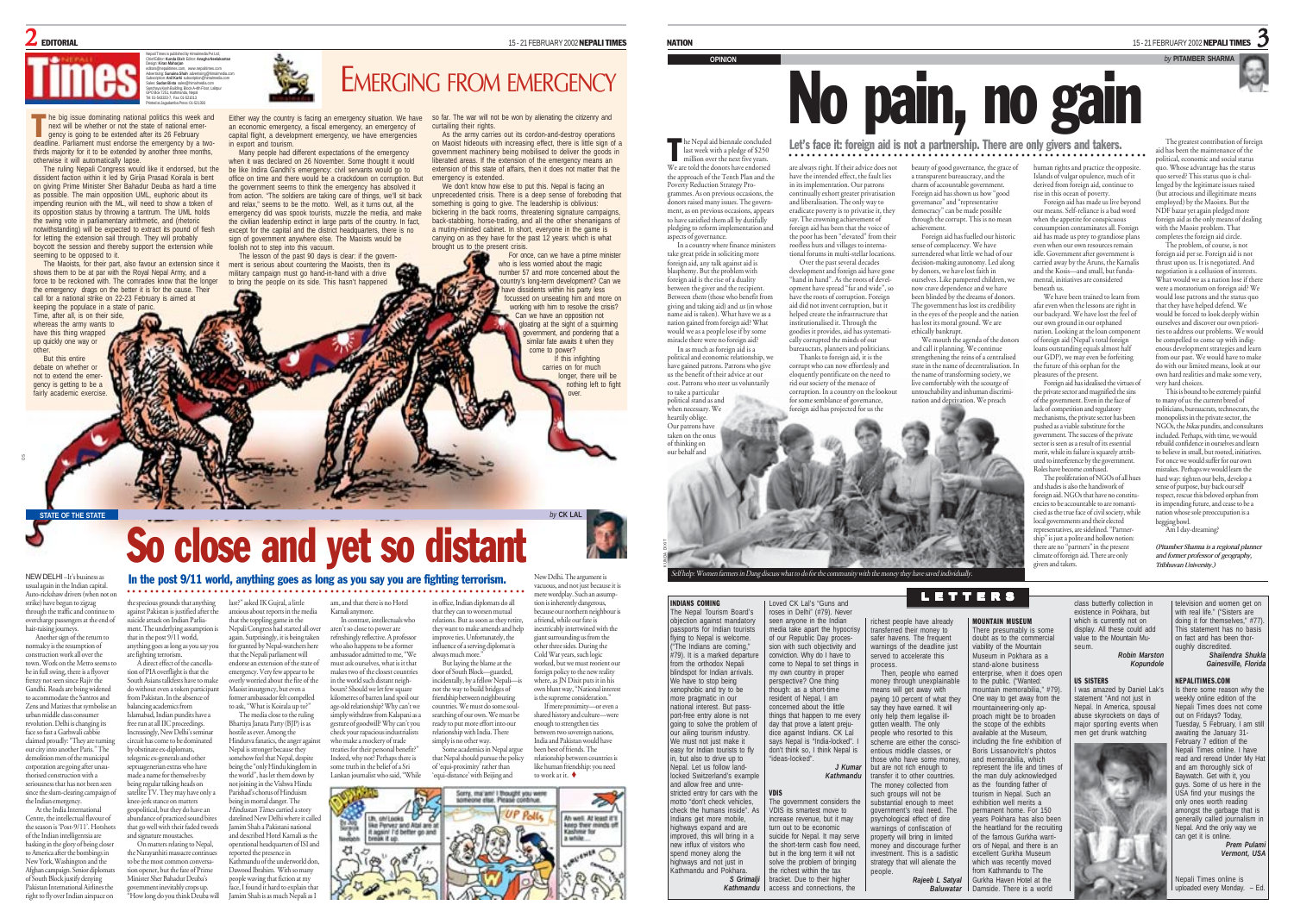# EDITORIAL

Nepali Times is published by Himalmedia Pvt Ltd,
Chief Editor: **Kunda Dixit** Editor: **Anagha Neelakantan**
Design: **Kiran Maharjan**
editors@nepalitimes.com, www.nepalitimes.com
Advertising: **Sunaina Shah** advertising@himalmedia.com
Subscription: **Anil Karki** subscription@himalmedia.com
Sales: **Sudan Bista** sales@himalmedia.com
Sanchaya Kosh Building, Block A-4th Floor, Lalitpur
GPO Box 7251, Kathmandu, Nepal
Tel: 01-543333-7, Fax: 01-521013
Printed at Jagadamba Press: 01-521393

## EMERGING FROM EMERGENCY

The big issue dominating national politics this week and next will be whether or not the state of national emergency is going to be extended after its 26 February deadline. Parliament must endorse the emergency by a two-thirds majority for it to be extended by another three months, otherwise it will automatically lapse.

The ruling Nepali Congress would like it endorsed, but the dissident faction within it led by Girija Prasad Koirala is bent on giving Prime Minister Sher Bahadur Deuba as hard a time as possible. The main opposition UML, euphoric about its impending reunion with the ML, will need to show a token of its opposition status by throwing a tantrum. The UML holds the swing vote in parliamentary arithmetic, and (rhetoric notwithstanding) will be expected to extract its pound of flesh for letting the extension sail through. They will probably boycott the session and thereby support the extension while seeming to be opposed to it.

The Maoists, for their part, also favour an extension since it shows them to be at par with the Royal Nepal Army, and a force to be reckoned with. The comrades know that the longer the emergency drags on the better it is for the cause. Their call for a national strike on 22-23 February is aimed at keeping the populace in a state of panic. Time, after all, is on their side, whereas the army wants to have this thing wrapped up quickly one way or other.

But this entire debate on whether or not to extend the emergency is getting to be a fairly academic exercise. Either way the country is facing an emergency situation. We have an economic emergency, a fiscal emergency, an emergency of capital flight, a development emergency, we have emergencies in export and tourism.

Many people had different expectations of the emergency when it was declared on 26 November. Some thought it would be like Indira Gandhi's emergency: civil servants would go to office on time and there would be a crackdown on corruption. But the government seems to think the emergency has absolved it from action. "The soldiers are taking care of things, we'll sit back and relax," seems to be the motto. Well, as it turns out, all the emergency did was spook tourists, muzzle the media, and make the civilian leadership extinct in large parts of the country. In fact, except for the capital and the district headquarters, there is no sign of government anywhere else. The Maoists would be foolish not to step into this vacuum.

The lesson of the past 90 days is clear: if the government is serious about countering the Maoists, then its military campaign must go hand-in-hand with a drive to bring the people on its side. This hasn't happened so far. The war will not be won by alienating the citizenry and curtailing their rights.

As the army carries out its cordon-and-destroy operations on Maoist hideouts with increasing effect, there is little sign of a government machinery being mobilised to deliver the goods in liberated areas. If the extension of the emergency means an extension of this state of affairs, then it does not matter that the emergency is extended.

We don't know how else to put this. Nepal is facing an unprecedented crisis. There is a deep sense of foreboding that something is going to give. The leadership is oblivious: bickering in the back rooms, threatening signature campaigns, back-stabbing, horse-trading, and all the other shenanigans of a mutiny-minded cabinet. In short, everyone in the game is carrying on as they have for the past 12 years: which is what brought us to the present crisis.

For once, can we have a prime minister who is less worried about the magic number 57 and more concerned about the country's long-term development? Can we have dissidents within his party less focussed on unseating him and more on working with him to resolve the crisis? Can we have an opposition not gloating at the sight of a squirming government, and pondering that a similar fate awaits it when they come to power?

If this infighting carries on for much longer, there will be nothing left to fight over.

## STATE OF THE STATE
*by* **CK LAL**

# So close and yet so distant

### In the post 9/11 world, anything goes as long as you say you are fighting terrorism.

NEW DELHI–It's business as usual again in the Indian capital. Auto-rickshaw drivers (when not on strike) have begun to zigzag through the traffic and continue to overcharge passengers at the end of hair-raising journeys.

Another sign of the return to normalcy is the resumption of construction work all over the town. Work on the Metro seems to be in full swing, there is a flyover frenzy not seen since Rajiv the Gandhi. Roads are being widened to accommodate the Santros and Zens and Marizes that symbolise an urban middle class consumer revolution. Delhi is changing its face so fast a Garhwali cabbie claimed proudly: "They are turning our city into another Paris." The demolition men of the municipal corporation are going after unauthorised construction with a seriousness that has not been seen since the slum-clearing campaign of the Indian emergency.

At the India International Centre, the intellectual flavour of the season is 'Post-9/11'. Hotshots of the Indian intelligentsia are basking in the glory of being closer to America after the bombings in New York, Washington and the Afghan campaign. Senior diplomats of South Block justify denying Pakistan International Airlines the right to fly over Indian airspace on the specious grounds that anything against Pakistan is justified after the suicide attack on Indian Parliament. The underlying assumption is that in the post 9/11 world, anything goes as long as you say you are fighting terrorism.

A direct effect of the cancellation of PIA overflight is that the South Asians talkfests have to make do without even a token participant from Pakistan. In the absence of balancing academics from Islamabad, Indian pundits have a free run at all IIC proceedings. Increasingly, New Delhi's seminar circuit has come to be dominated by obstinate ex-diplomats, telegenic ex-generals and other septuagenerian extras who have made a name for themselves by being regular talking heads on satellite TV. They may have only a knee-jerk stance on matters geopolitical, but they do have an abundance of practiced sound-bites that go well with their faded tweeds and signature moustaches.

On matters relating to Nepal, the Narayanhiti massacre continues to be the most common conversation opener, but the fate of Prime Minister Sher Bahadur Deuba's government inevitably crops up. "How long do you think Deuba will last?" asked IK Gujral, a little anxious about reports in the media that the toppling game in the Nepali Congress had started all over again. Surprisingly, it is being taken for granted by Nepal-watchers here that the Nepali parliament will endorse an extension of the state of emergency. Very few appear to be overly worried about the fire of the Maoist insurgency, but even a former ambassador felt compelled to ask, "What is Koirala up to?"

The media close to the ruling Bhartiya Janata Party (BJP) is as hostile as ever. Among the Hindutva fanatics, the anger against Nepal is stronger because they somehow feel that Nepal, despite being the "only Hindu kingdom in the world", has let them down by not joining in the Vishwa Hindu Parishad's chorus of Hinduism being in mortal danger. The *Hindustan Times* carried a story datelined New Delhi where it called Jamim Shah a Pakistani national and described Hotel Karnali as the operational headquarters of ISI and reported the presence in Kathmandu of the underworld don, Dawood Ibrahim. With so many people waving that fiction at my face, I found it hard to explain that Jamim Shah is as much Nepali as I am, and that there is no Hotel Karnali anymore.

In contrast, intellectuals who aren't so close to power are refreshingly reflective. A professor who also happens to be a former ambassador admitted to me, "We must ask ourselves, what is it that makes two of the closest countries in the world such distant neighbours? Should we let few square kilometres of barren land spoil our age-old relationship? Why can't we simply withdraw from Kalapani as a gesture of goodwill? Why can't you check your rapacious industrialists who make a mockery of trade treaties for their personal benefit? Indeed, why not? Perhaps there is some truth in the belief of a Sri Lankan journalist who said, "While in office, Indian diplomats do all that they can to worsen mutual relations. But as soon as they retire, they want to make amends and help improve ties. Unfortunately, the influence of a serving diplomat is always much more."

But laying the blame at the door of South Block—guarded, incidentally, by a fellow Nepali—is not the way to build bridges of friendship between neighbouring countries. We must do some soul-searching of our own. We must be ready to put more effort into our relationship with India. There simply is no other way.

Some academics in Nepal argue that Nepal should pursue the policy of 'equi-proximity' rather than 'equi-distance' with Beijing and New Delhi. The argument is vacuous, and not just because it is mere wordplay. Such an assumption is inherently dangerous, because our northern neighbour is a friend, while our fate is inextricably intertwined with the giant surrounding us from the other three sides. During the Cold War years, such logic worked, but we must reorient our foreign policy to the new reality where, as JN Dixit puts it in his own blunt way, "National interest is the supreme consideration."

If mere proximity—or even a shared history and culture—were enough to strengthen ties between two sovereign nations, India and Pakistan would have been best of friends. The relationship between countries is like human friendship: you need to work at it. ♦

# NATION

## OPINION
*by* **PITAMBER SHARMA**

# No pain, no gain

### Let's face it: foreign aid is not a partnership. There are only givers and takers.

The Nepal aid biennale concluded last week with a pledge of $250 million over the next five years. We are told the donors have endorsed the approach of the Tenth Plan and the Poverty Reduction Strategy Programmes. As on previous occasions, the donors raised many issues. The government, as on previous occasions, appears to have satisfied them all by dutifully pledging to reform implementation and aspects of governance.

In a country where finance ministers take great pride in soliciting more foreign aid, any talk against aid is blasphemy. But the problem with foreign aid is the rise of a duality between the giver and the recipient. Between *them* (those who benefit from giving and taking aid) and *us* (in whose name aid is taken). What have we as a nation gained from foreign aid? What would we as a people lose if by some miracle there were no foreign aid?

In as much as foreign aid is a political and economic relationship, we have gained patrons. Patrons who give us the benefit of their advice at our cost. Patrons who steer us voluntarily to take a particular political stand as and when necessary. We heartily oblige. Our patrons have taken on the onus of thinking on our behalf and are always right. If their advice does not have the intended effect, the fault lies in its implementation. Our patrons continually exhort greater privatisation and liberalisation. The only way to eradicate poverty is to privatise it, they say. The crowning achievement of foreign aid has been that the voice of the poor has been "elevated" from their roofless huts and villages to international forums in multi-stellar locations.

Over the past several decades development and foreign aid have gone "hand in hand". As the roots of development have spread "far and wide", so have the roots of corruption. Foreign aid did not invent corruption, but it helped create the infrastructure that institutionalised it. Through the goodies it provides, aid has systematically corrupted the minds of our bureaucrats, planners and politicians.

Thanks to foreign aid, it is the corrupt who can now effortlessly and eloquently pontificate on the need to rid our society of the menace of corruption. In a country on the lookout for some semblance of governance, foreign aid has projected for us the beauty of good governance, the grace of a transparent bureaucracy, and the charm of accountable government. Foreign aid has shown us how "good governance" and "representative democracy" can be made possible through the corrupt. This is no mean achievement.

Foreign aid has fuelled our historic sense of complacency. We have surrendered what little we had of our decision-making autonomy. Led along by donors, we have lost faith in ourselves. Like pampered children, we now crave dependence and we have been blinded by the dreams of donors. The government has lost its credibility in the eyes of the people and the nation has lost its moral ground. We are ethically bankrupt.

We mouth the agenda of the donors and call it planning. We continue strengthening the reins of a centralised state in the name of decentralisation. In the name of transforming society, we live comfortably with the scourge of untouchability and inhuman discrimination and deprivation. We preach human rights and practice the opposite. Islands of vulgar opulence, much of it derived from foreign aid, continue to rise in this ocean of poverty.

Foreign aid has made us live beyond our means. Self-reliance is a bad word when the appetite for conspicuous consumption contaminates all. Foreign aid has made us prey to grandiose plans even when our own resources remain idle. Government after government is carried away by the Aruns, the Karnalis and the Kosis—and small, but fundamental, initiatives are considered beneath us.

We have been trained to learn from afar even when the lessons are right in our backyard. We have lost the feel of our own ground in our orphaned nation. Looking at the loan component of foreign aid (Nepal's total foreign loans outstanding equals almost half our GDP), we may even be forfeiting the future of this orphan for the pleasures of the present.

Foreign aid has idealised the virtues of the private sector and magnified the sins of the government. Even in the face of lack of competition and regulatory mechanisms, the private sector has been pushed as a viable substitute for the government. The success of the private sector is seen as a result of its essential merit, while its failure is squarely attributed to interference by the government. Roles have become confused.

The proliferation of NGOs of all hues and shades is also the handiwork of foreign aid. NGOs that have no constituencies to be accountable to are romanticised as the true face of civil society, while local governments and their elected representatives, are sidelined. "Partnership" is just a polite and hollow notion: there are no "partners" in the present climate of foreign aid. There are only givers and takers.

The greatest contribution of foreign aid has been the maintenance of the political, economic and social status quo. Whose advantage has the status quo served? This status quo is challenged by the legitimate issues raised (but atrocious and illegitimate means employed) by the Maoists. But the NDF bazar yet again pledged more foreign aid as the only means of dealing with the Maoist problem. That completes the foreign aid circle.

The problem, of course, is not foreign aid per se. Foreign aid is not thrust upon us. It is negotiated. And negotiation is a collision of interests. What would we as a nation lose if there were a moratorium on foreign aid? We would lose patrons and the status quo that they have helped defend. We would be forced to look deeply within ourselves and discover our own priorities to address our problems. We would be compelled to come up with indigenous development strategies and learn from our past. We would have to make do with our limited means, look at our own hard realities and make some very, very hard choices.

This is bound to be extremely painful to many of us: the current breed of politicians, bureaucrats, technocrats, the monopolists in the private sector, the NGOs, the *bikas* pundits, and consultants included. Perhaps, with time, we would rebuild confidence in ourselves and learn to believe in small, but rooted, initiatives. For once we would suffer for our own mistakes. Perhaps we would learn the hard way: tighten our belts, develop a sense of purpose, buy back our self respect, rescue this beloved orphan from its impending future, and cease to be a nation whose sole preoccupation is a begging bowl.

Am I day-dreaming?

*(Pitamber Sharma is a regional planner and former professor of geography, Tribhuvan University.)*

*Self help: Women farmers in Dang discuss what to do for the community with the money they have saved individually.*

# LETTERS

**INDIANS COMING**

The Nepal Tourism Board's objection against mandatory passports for Indian tourists flying to Nepal is welcome. ("The Indians are coming," #79). It is a marked departure from the orthodox Nepali blindspot for Indian arrivals. We have to stop being xenophobic and try to be more pragmatic in our national interest. But passport-free entry alone is not going to solve the problem of our ailing tourism industry. We must not just make it easy for Indian tourists to fly in, but also to drive up to Nepal. Let us follow land-locked Switzerland's example and allow free and unrestricted entry for cars with the motto "don't check vehicles, check the humans inside". As Indians get more mobile, highways expand and are improved, this will bring in a new influx of visitors who spend money along the highways and not just in Kathmandu and Pokhara.

*S Grimalji*
*Kathmandu*

Loved CK Lal's "Guns and roses in Delhi" (#79). Never seen anyone in the Indian media take apart the hypocrisy of our Republic Day procession with such objectivity and conviction. Why do I have to come to Nepal to set things in my own country in proper perspective? One thing though: as a short-time resident of Nepal, I am concerned about the little things that happen to me every day that prove a latent prejudice against Indians. CK Lal says Nepal is "India-locked". I don't think so, I think Nepal is "ideas-locked".

*J Kumar*
*Kathmandu*

**VDIS**

The government considers the VDIS its smartest move to increase revenue, but it may turn out to be economic suicide for Nepal. It may serve the short-term cash flow need, but in the long term it will not solve the problem of bringing the richest within the tax bracket. Due to their higher access and connections, the richest people have already transferred their money to safer havens. The frequent warnings of the deadline just served to accelerate this process.

Then, people who earned money through unexplainable means will get away with paying 10 percent of what they say they have earned. It will only help them legalise ill-gotten wealth. The only people who resorted to this scheme are either the conscientious middle classes, or those who have some money, but are not rich enough to transfer it to other countries. The money collected from such groups will not be substantial enough to meet government's real need. The psychological effect of the warnings of confiscation of property will bring in limited money and discourage further investment. This is a sadistic strategy that will alienate the people.

*Rajeeb L Satyal*
*Baluwatar*

**MOUNTAIN MUSEUM**

There presumably is some doubt as to the commercial viability of the Mountain Museum in Pokhara as a stand-alone business enterprise, when it does open to the public. ("Wanted: mountain memorabilia," #79). One way to get away from the mountaineering-only approach might be to broaden the scope of the exhibits available at the Museum, including the fine exhibition of Boris Lissanovitch's photos and memorabilia, which represent the life and times of the man duly acknowledged as the founding father of tourism in Nepal. Such an exhibition well merits a permanent home. For 150 years Pokhara has also been the heartland for the recruiting of the famous Gurkha warriors of Nepal, and there is an excellent Gurkha Museum which was recently moved from Kathmandu to The Gurkha Haven Hotel at the Damside. There is a world class butterfly collection in existence in Pokhara, but which is currently not on display. All these could add value to the Mountain Museum.

*Robin Marston*
*Kopundole*

**US SISTERS**

I was amazed by Daniel Lak's statement "And not just in Nepal. In America, spousal abuse skyrockets on days of major sporting events when men get drunk watching television and women get on with real life." ("Sisters are doing it for themselves," #77). This statement has no basis on fact and has been thoroughly discredited.

*Shailendra Shukla*
*Gainesville, Florida*

**NEPALITIMES.COM**

Is there some reason why the weekly online edition of the Nepali Times does not come out on Fridays? Today, Tuesday, 5 February, I am still awaiting the January 31-February 7 edition of the Nepali Times online. I have read and reread Under My Hat and am thoroughly sick of Baywatch. Get with it, you guys. Some of us here in the USA find your musings the only ones worth reading amongst the garbage that is generally called journalism in Nepal. And the only way we can get it is online.

*Prem Pulami*
*Vermont, USA*

Nepali Times online is uploaded every Monday. – Ed.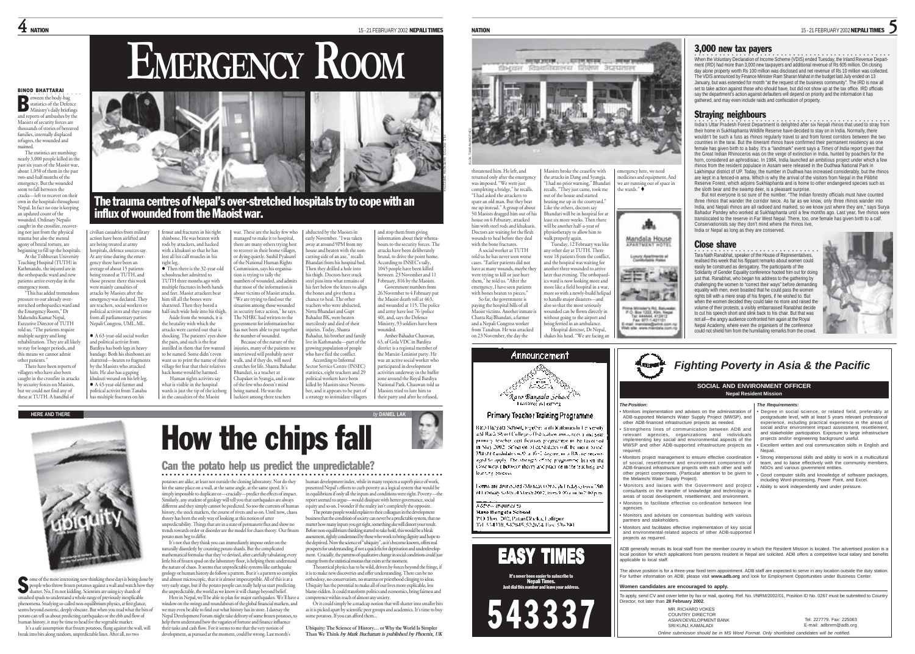# EMERGENCY ROOM

## The trauma centres of Nepal's over-stretched hospitals try to cope with an influx of wounded from the Maoist war.

**BINOD BHATTARAI**

Between the body-bag statistics of the Defence Ministry's daily briefings and reports of ambushes by the Maoists of security forces are thousands of stories of bereaved families, internally displaced refugees, the wounded and maimed.

The statistics are numbing: nearly 3,000 people killed in the past six years of the Maoist war, about 1,050 of them in the past two-and-half months of the emergency. But the wounded seem to fall between the cracks—left to recover on their own in the hospitals throughout Nepal. In fact no one is keeping an updated count of the wounded. Ordinary Nepalis caught in the crossfire, recovering not just from the physical trauma but also the mental agony of brutal torture, are beginning to fill up the hospitals.

At the Tribhuvan University Teaching Hospital (TUTH) in Kathmandu, the injured are in the orthopaedic ward and new patients arrive everyday in the emergency room.

"This has added tremendous pressure to our already over-stretched orthopaedics ward and the Emergency Room," Dr Mahendra Kumar Nepal, Executive Director of TUTH told us. "The patients require multiple surgery and long rehabilitation. They are all likely to stay for longer periods, and this means we cannot admit other patients."

There have been reports of villagers who have also been caught in the crossfire in attacks by security forces on Maoists, but we could not find any of these at TUTH. A handful of civilian casualties from military action have been airlifted and are being treated at army hospitals, defence sources say. At any time during the emergency there have been an average of about 15 patients being treated at TUTH, and those present there this week were mainly casualties of attacks by Maoists after the emergency was declared. They are teachers, social workers or political activists and they come from all parliamentary parties: Nepali Congress, UML, ML.

- A 63-year-old social worker and political activist from Bardiya has both legs in heavy bandage. Both his shinbones are shattered—beaten to fragments by the Maoists who attacked him. He also has a gaping khukuri wound on his left leg.
- A 43-year-old farmer and political activist from Tanahu has multiple fractures on his femur and fractures in his right shinbone. He was beaten with rods by attackers, and hacked with a khukuri so that he has lost all his calf muscles in his right leg.
- Then there is the 32-year-old schoolteacher admitted to TUTH three months ago with multiple fractures in both hands and feet. Maoist attackers beat him till all the bones were shattered. Then they bored a half-inch wide hole into his thigh.

Aside from the wounds, it is the brutality with which the attacks were carried out that is shocking. The patients' eyes show the pain, and such is the fear instilled in them that few wanted to be named. Some didn't even want us to print the name of their village for fear that their relatives back home would be harmed.

Human rights activists say what is visible in the hospital wards is just the tip of the iceberg in the casualties of the Maoist war. These are the lucky few who managed to make it to hospital, there are many others trying best to recover in their home villages, or dying quietly. Sushil Pyakurel of the National Human Rights Commission, says his organisation is trying to tally the numbers of wounded, and admits that most of the information is about victims of Maoist attacks. "We are trying to find out the situation among those wounded in security force action," he says. The NHRC had written to the government for information but has not been able to put together the number of wounded.

Because of the nature of the injuries, many of the patients we interviewed will probably never walk, and if they do, will need crutches for life. Shanta Bahadur Bhandari, is a teacher at Chapakot in Syangja, and is one of the few who doesn't mind being named. He was the luckiest among three teachers abducted by the Maoists in early November. "I was taken away at around 9PM from my house and beaten with the non-cutting side of an axe," recalls Bhandari from his hospital bed. Then they drilled a hole into his thigh. Doctors have stuck steel pins into what remains of his feet below the knees to align the bones and give them a chance to heal. The other teachers who were abducted, Netra Bhandari and Gupt Bahadur BK, were beaten mercilessly and died of their injuries. Today, Shanta Bahadur, his brother and family live in Kathmandu—part of the growing population of people who have fled the conflict.

According to Informal Sector Service Centre (INSEC) statistics, eight teachers and 29 political workers have been killed by Maoists since November, and it appears to be part of a strategy to intimidate villagers and stop them from giving information about their whereabouts to the security forces. The attacks have been deliberately brutal, to drive the point home. According to INSEC's tally, 1045 people have been killed between 23 November and 11 February, 816 by the Maoists.

Government numbers from 26 November to 4 February put the Maoist death toll at 463, and wounded at 115. The police and army have lost 76 (police 40), and, says the Defence Ministry, 93 soldiers have been wounded.

Amber Bahadur Chauwan, 63, of Gola VDC in Bardiya district is a regional member of the Marxist-Leninist party. He was an active social worker who participated in development activities underway in the buffer zone around the Royal Bardiya National Park. Chauwan told us Maoists tried to lure him to their party and after he refused, threatened him. He left, and returned only after the emergency was imposed. "We were just completing a bridge," he recalls. "I had asked the attackers to spare an old man. But they beat me up instead." A group of about 50 Maoists dragged him out of his house on 6 Feburary, attacked him with steel rods and khukuris. Doctors are waiting for the flesh wounds to heal before they deal with the bone fractures.

A social worker at TUTH told us he has never seen worse cases. "Earlier patients did not have as many wounds, maybe they were trying to kill or just hurt them," he told us. "After the emergency, I have seen patients with bones beaten to pieces."

So far, the government is paying the hospital bills of all Maoist victims. Another inmate is Chatra Raj Bhandari, a farmer and a Nepali Congress worker from Tanahun. He was attacked on 23 November, the day the Maoists broke the ceasefire with the attacks in Dang and Syangja. "I had no prior warning," Bhandari recalls. "They just came, took me out of the house and started beating me up in the courtyard." Like the others, doctors say Bhandari will be in hospital for at least six more weeks. Then there will be another half-a-year of physiotherapy to allow him to walk properly again.

Tuesday, 12 February was like any other day at TUTH. There were 18 patients from the conflict, and the hospital was waiting for another three wounded to arrive later that evening. The orthopaedics ward is now looking more and more like a field hospital in a war, more so with a newly-build helipad to handle major disasters—and also so that the most seriously wounded can be flown directly in without going to the airport and being ferried in an ambulance.

Hospital director, Dr Nepal, shakes his head. "We are facing an emergency here, we need medicines and equipment. And we are running out of space in the wards." ♦

---

**HERE AND THERE** *by* **DANIEL LAK**

# How the chips fall

## Can the potato help us predict the unpredictable?

Some of the most interesting new thinking these days is being done by people who throw frozen potatoes against a wall and watch how they shatter. No, I'm not kidding. Scientists are using icy shards of smashed spuds to understand a whole range of previously inexplicable phenomena. Studying so-called non-equilibrium physics, at first glance, seems beyond esoteric, deeply obscure. But when you read what the bits of potato can tell us about predicting earthquakes or the ebb and flow of human history, it may be time to head for the vegetable market.

It's a safe assumption that frozen potatoes, flung against the wall, will break into bits along random, unpredictable lines. After all, no two potatoes are alike, at least not outside the cloning laboratory. Nor do they hit the same place on a wall, at the same angle, at the same speed. It's simply impossible to duplicate or—crucially—predict the effects of impact. Similarly, any student of geology will tell you that earthquakes are always different and they simply cannot be predicted. So too the currents of human history, the stock markets, the course of rivers and so on. Until now, chaos theory has been the only way of looking at this notion of utter unpredictability. Things that are in a state of permanent flux and show no trends towards order or disorder are the model for chaos theory. Our frozen potato men beg to differ.

It's not that they think you can immediately impose order on the naturally disorderly by counting potato shards. But the complicated mathematical formulae that they've devised, after carefully tabulating every little bit of frozen spud on the laboratory floor, is helping them understand the nature of chaos. It seems that unpredictable systems like earthquake geology or human history do follow a pattern. But it's a pattern so complex and almost microscopic, that it is almost imperceptible. All of this is at a very early stage, but if the potato people can really help us start predicting the unpredictable, the world as we know it will change beyond belief.

Here in Nepal, we'll be able to plan for major earthquakes. We'll have a window on the swings and roundabouts of the global financial markets, and we may even be able to find out what history has in store. I daresay the Nepal Development Forum might take delivery of some frozen potatoes, to help them understand how the vagaries of fortune and finance influence their tasks and cash flow. For it seems to me that the very notion of development, as pursued at the moment, could be wrong. Last month's human development index, while in many respects a superb piece of work, presented Nepal's efforts to curb poverty as a logical system that would be in equilibrium if only all the inputs and conditions were right. Poverty—the report seemed to argue—would dissipate with better governance, social equity and so on. I wonder if the reality isn't completely the opposite.

The potato people would explain to their colleagues in the development business that the condition of society can never be a predictable system, that no matter how many inputs you get right, something else will distort your result. Before non-equilibrium thinking started to take hold, this would be a bleak assessment, rightly condemned by those who work to bring dignity and hope to the deprived. Now the science of "ubiquity", as it's become known, offers real prospects for understanding, if not a quick fix for deprivation and underdevelopment. Crucially, the patterns of qualitative change in social conditions could just emerge from the statistical morass that exists at the moment.

Theoretical physics has to be wild, driven by forces beyond the fringe, if it is to make new discoveries and offer understanding. There can be no orthodoxy, no conservatism, no mantras or priesthood clinging to ideas. Ubiquity has the potential to make all of our lives more explicable, less blame-ridden. It could transform politics and economics, bring fairness and competence within reach of almost any society.

Or it could simply be a madcap notion that will shatter into smaller bits as it is picked apart by scientific peer groups and academics. It's time to buy some potatoes. If you can afford them...

**Ubiquity: The Science of History… or Why the World Is Simpler Than We Think** *by Mark Buchanan is published by Phoenix, UK*

---

## 3,000 new tax payers

When the Voluntary Declaration of Income Scheme (VDIS) ended Tuesday, the Inland Revenue Department (IRD) had more than 3,000 new taxpayers and additional revenue of Rs 605 million. On closing day alone property worth Rs 100 million was disclosed and net revenue of Rs 10 million was collected. The VDIS announced by Finance Minister Ram Sharan Mahat in the budget last July ended on 13 January, but was extended for month "at the request of the business community". The IRD is now all set to take action against those who should have, but did not show up at the tax office. IRD officials say the department's action against defaulters will depend on priority and the information it has gathered, and may even include raids and confiscation of property.

## Straying neighbours

India's Uttar Pradesh Forest Department is delighted after six Nepali rhinos that used to stray from their home in Sukhlaphanta Wildlife Reserve have decided to stay on in India. Normally, there wouldn't be such a fuss as rhinos regularly travel to and from forest corridors between the two countries in the tarai. But the itinerant rhinos have confirmed their permanent residency as one female has given birth to a baby. It's a "landmark" event says a *Times of India* report given that the Great Indian Rhinoceros was on the verge of extinction in India, hunted by poachers for the horn, considered an aphrodisiac. In 1984, India launched an ambitious project under which a few rhinos from the resident populace in Assam were released in the Dudhwa National Park in Lakhimpur district of UP. Today, the number in Dudhwa has increased considerably, but the rhinos are kept in a fenced-in area. Which is why the arrival of the visitors from Nepal in the Pilibhit Reserve Forest, which adjoins Sukhlaphanta and is home to other endangered species such as the sloth bear and the swamp deer, is a pleasant surprise.

But not everyone is so sure of the number. "The Indian forestry officials must have counted three rhinos that wander the corridor twice. As far as we know, only three rhinos wander into India, and Nepali rhinos are all radioed and marked, so we know just where they are," says Surya Bahadur Pandey who worked at Sukhlaphanta until a few months ago. Last year, five rhinos were translocated to the reserve in Far West Nepal. There, too, one female has given birth to a calf. Conservationists say they don't mind where the rhinos live, India or Nepal as long as they are conserved.

## Close shave

Tara Nath Ranabhat, speaker of the House of Representatives, realised this week that his flippant remarks about women could easily be construed as derogatory. The participants of the Solidarity of Gender Equality conference hooted him out for doing just that. Ranabhat, who began his address to the gathering by challenging the women to "correct their ways" before demanding equality with men, even boasted that he could pass the women rights bill with a mere snap of his fingers, if he wished to. But when the women decided they could take no more and raised the volume of their protests, a visibly embarrassed Ranabhat decide to cut his speech short and slink back to his chair. But that was not all—the angry audience confronted him again at the Royal Nepal Academy, where even the organisers of the conference could not shield him from the humiliating remarks from the crowd.

---

### Announcement

*Rato Bangala School*
*Excellence in Learning*

**Primary Teacher Training Programme**

Rato Bangala School, together with Kathmandu University and Bank Street College of Education announces a one-year primary teacher certification programme to be launched in May 2002. Selection of candidates will be merit based. Suitable candidates with a 10+2 degree or a BA are encouraged to apply. The strength of the programme lies in the coherence between theory and practice in the teaching and learning process.

Forms are distributed 17 Magh to 1 Phalgun (31 January to 13 February) from 9:00 am to 3:00 pm.

Address enquiries to:
Rato Bangala School
P.O. Box 202, Patan Dhoka, Lalitpur
Tel: 534318, 542045, 522614 Fax: 536700

---

# EASY TIMES

It's never been easier to subscribe to Nepali Times.
Just dial this number and leave your address.

**543337**

---

*Mandala House Apartment Hotel*

Luxury Apartments at Comfortable Rates

Prime Minister's Rd, Baluwatar, P.O. Box 1222, Ktm, Nepal
Phone: 444644, 412412
Fax: 977-1-421101
E-mail: mandala@mhotel.com.np
Web site: www.mandala.com.np

---

## *Fighting Poverty in Asia & the Pacific*

**SOCIAL AND ENVIRONMENT OFFICER**
**Nepal Resident Mission**

***The Position:***

- Monitors implementation and advises on the administration of ADB-supported Melamchi Water Supply Project (MWSP), and other ADB-financed infrastructure projects as needed.
- Strengthens lines of communication between ADB and relevant agencies, organizations and individuals implementing key social and environmental aspects of the MWSP and other ADB-supported infrastructure projects as required.
- Monitors project management to ensure effective coordination of social, resettlement and environment components of ADB-financed infrastructure projects with each other and with other project components. (Particular attention to be given to the Melamchi Water Supply Project).
- Monitors and liaises with the Government and project consultants on the transfer of knowledge and technology in areas of social development, resettlement, and environment.
- Monitors to facilitate effective co-ordination between line agencies.
- Monitors and advises on consensus building with various partners and stakeholders.
- Monitors and facilitates effective implementation of key social and environmental-related aspects of other ADB-supported projects as required.

***The Requirements:***

- Degree in social science, or related field, preferably at postgraduate level, with at least 5 years relevant professional experience, including practical experience in the areas of social and/or environment impact assessment, resettlement, and stakeholder participation. Exposure to large infrastructure projects and/or engineering background useful.
- Excellent written and oral communication skills in English and Nepali.
- Strong interpersonal skills and ability to work in a multicultural team, and to liaise effectively with the community members, NGOs and various government entities.
- Good computer skills and knowledge of software packages, including Word-processing, Power Point, and Excel.
- Ability to work independently and under pressure.

ADB generally recruits its local staff from the member country in which the Resident Mission is located. The advertised position is a local position for which applications from persons resident in Nepal are solicited. ADB offers a competitive local salary and benefits applicable to local staff.

The above position is for a three-year fixed term appointment. ADB staff are expected to serve in any location outside the duty station. For further information on ADB, please visit **www.adb.org** and look for Employment Opportunities under Business Center.

**Women candidates are encouraged to apply.**

To apply, send CV and cover letter by fax or mail, quoting. Ref. No. I/NRM/2002/01, Position ID No. 0267 must be submitted to Country Director, not later than **28 February 2002**.

MR. RICHARD VOKES
COUNTRY DIRECTOR
ASIAN DEVELOPMENT BANK
SRI KUNJ, KAMALADI

Tel: 227779. Fax: 225063
E-mail: adbnrm@adb.org

*Online submission should be in MS Word Format. Only shortlisted candidates will be notified.*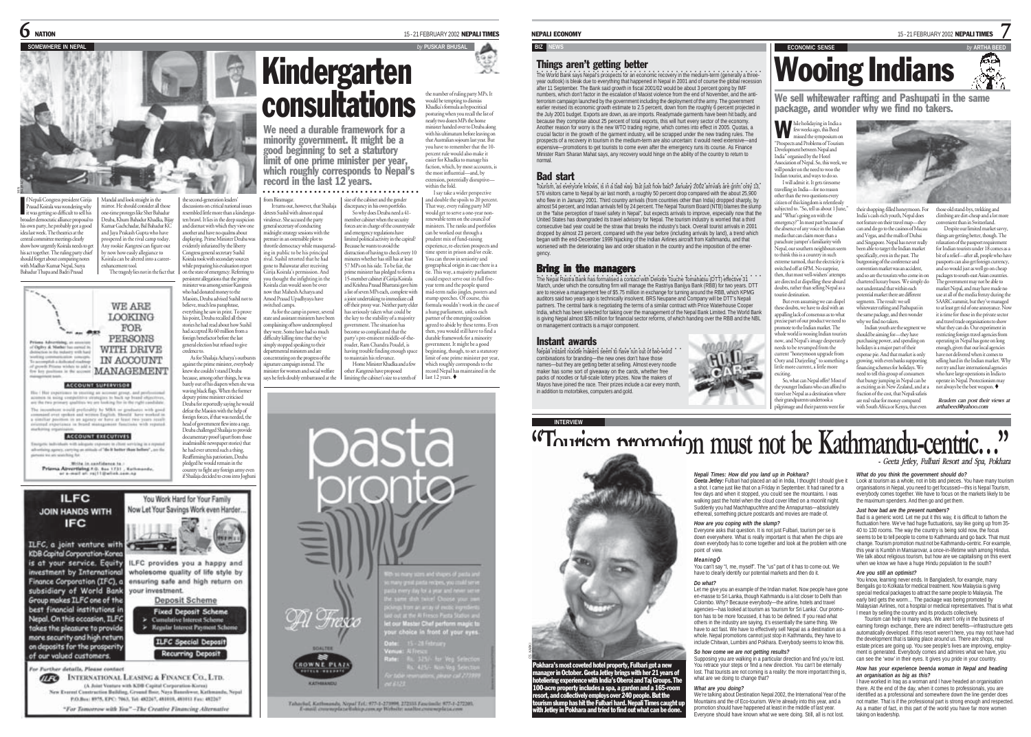## SOMEWHERE IN NEPAL

*by* **PUSKAR BHUSAL**

# Kindergarten consultations

**We need a durable framework for a minority government. It might be a good beginning to set a statutory limit of one prime minister per year, which roughly corresponds to Nepal's record in the last 12 years.**

If Nepali Congress president Girija Prasad Koirala was wondering why it was getting so difficult to sell his broader democratic alliance proposal to his own party, he probably got a good idea last week. The theatrics at the central committee meetings clearly show how urgently Koirala needs to get his act together. The ruling party chief should forget about comparing notes with Madhav Kumar Nepal, Surya Bahadur Thapa and Badri Prasad Mandal and look straight in the mirror. He should consider all those one-time proteges like Sher Bahadur Deuba, Khum Bahadur Khadka, Bijay Kumar Gachchadar, Bal Bahadur KC and Jaya Prakash Gupta who have prospered in the rival camp today. Any rookie *Kangresi* can figure out by now how easily allegiance to Koirala can be altered into a career-enhancement tool.

The tragedy lies not in the fact that the second-generation leaders' discussions on critical national issues resembled little more than a kindergarten brawl. It lies in the deep suspicion and distrust with which they view one another and have no qualms about displaying. Prime Minister Deuba was evidently infuriated by the liberty Congress general secretary Sushil Koirala took with secondary sources while preparing his evaluation report on the state of emergency. Referring to persistent allegations that the prime minister was among senior *Kangresis* who had donated money to the Maoists, Deuba advised Sushil not to believe, much less paraphrase, everything he saw in print. To prove his point, Deuba recalled all those stories he had read about how Sushil had accepted Rs 60 million from a foreign benefactor before the last general election but refused to give credence to.

As for Shailaja Acharya's outbursts against the prime minister, everybody knew she couldn't stand Deuba because, among other things, he was barely out of his diapers when she was waving black flags. When the former deputy prime minister criticised Deuba for reportedly saying he would defeat the Maoists with the help of foreign forces, if that was needed, the head of government flew into a rage. Deuba challenged Shailaja to produce documentary proof (apart from those inadmissible newspaper stories) that he had ever uttered such a thing. Reaffirming his patriotism, Deuba pledged he would remain in the country to fight any foreign army even if Shailaja decided to cross into Jogbani from Biratnagar.

It turns out, however, that Shailaja detests Sushil with almost equal virulence. She accused the party general secretary of conducting midnight strategy sessions with the premier in an ostensible plot to throttle democracy while masquerading in public to be his principal rival. Sushil retorted that he had gone to Baluwatar after receiving Girija Koirala's permission. And you thought the infighting in the Koirala clan would soon be over now that Mahesh Acharya and Amod Prasad Upadhyaya have switched camps.

As for the camp in power, several state and assistant ministers have been complaining of how underemployed they were. Some have had so much difficulty killing time that they've simply stopped speaking to their departmental ministers and are concentrating on the progress of the signature campaign instead. The minister for women and social welfare says he feels doubly embarrassed at the size of the cabinet and the gender discrepancy in his own portfolio.

So why does Deuba need a 41-member cabinet when the security forces are in charge of the countryside and emergency regulations have limited political activity in the capital? Because he wants to avoid the distraction of having to check every 10 minutes whether he still has at least 57 MPs on his side. To be fair, the prime minister has pledged to form a 15-member cabinet if Girija Koirala and Krishna Prasad Bhattarai give him a list of seven MPs each, complete with a joint undertaking to immediate call off their proxy war. Neither party elder has seriously taken what could be the key to the stability of a majority government. The situation has become so complicated that the party's pre-eminent middle-of-the-roader, Ram Chandra Poudel, is having trouble finding enough space to maintain his relevance.

Home Minister Khadka and a few other *Kangresis* have proposed limiting the cabinet's size to a tenth of the number of ruling party MPs. It would be tempting to dismiss Khadka's formula as hypocritical posturing when you recall the list of nearly two dozen MPs the home minister handed over to Deuba along with his ultimatum before leaving on that Australian sojourn last year. But you have to remember that the 10-percent rule would also make it easier for Khadka to manage his faction, which, by most accounts, is the most influential—and, by extension, potentially disruptive—within the fold.

I say take a wider perspective and double the spoils to 20 percent. That way, every ruling party MP would get to serve a one-year non-renewable term on the council of ministers. The ranks and portfolios can be worked out through a prudent mix of fund-raising experience, re-election prospects and time spent in prison and/or exile. You can throw in seniority and geographical origin in case there is a tie. This way, a majority parliament could expect serve out its full five-year term and the people spared mid-term radio jingles, posters and stump speeches. Of course, this formula wouldn't work in the case of a hung parliament, unless each partner of the emerging coalition agreed to abide by these terms. Even then, you would still have to find a durable framework for a minority government. It might be a good beginning, though, to set a statutory limit of one prime minister per year, which roughly corresponds to the record Nepal has maintained in the last 12 years. ♦

---

## NEPALI ECONOMY

### BIZ NEWS

### Things aren't getting better

The World Bank says Nepal's prospects for an economic recovery in the medium-term (generally a three-year outlook) is bleak due to everything that happened in Nepal in 2001 and of course the global recession after 11 September. The Bank said growth in fiscal 2001/02 would be about 3 percent going by IMF numbers, which don't factor in the escalation of Maoist violence from the end of November, and the anti-terrorism campaign launched by the government including the deployment of the army. The government earlier revised its economic growth estimate to 2.5 percent, down from the roughly 6 percent projected in the July 2001 budget. Exports are down, as are imports. Readymade garments have been hit badly, and because they comprise about 25 percent of total exports, this will hurt every sector of the economy. Another reason for worry is the new WTO trading regime, which comes into effect in 2005. Quotas, a crucial factor in the growth of the garment industry, will be scrapped under the new trading rules. The prospects of a recovery in tourism in the medium-term are also uncertain: it would need extensive—and expensive—promotions to get tourists to come even after the emergency runs its course. As Finance Minister Ram Sharan Mahat says, any recovery would hinge on the ability of the country to return to normal.

### Bad start

Tourism, as everyone knows, is in a bad way. But just how bad? January 2002 arrivals are grim: only 13,576 visitors came to Nepal by air last month, a roughly 50 percent drop compared with the about 25,900 who flew in in January 2001. Third country arrivals (from countries other than India) dropped sharply, by almost 54 percent, and Indian arrivals fell by 24 percent. The Nepal Tourism Board (NTB) blames the slump on the "false perception of travel safety in Nepal", but expects arrivals to improve, especially now that the United States has downgraded its travel advisory for Nepal. The tourism industry is worried that a third consecutive bad year could be the straw that breaks the industry's back. Overall tourist arrivals in 2001 dropped by almost 23 percent, compared with the year before (including arrivals by land), a trend which began with the end-December 1999 hijacking of the Indian Airlines aircraft from Kathmandu, and that worsened with the deteriorating law and order situation in the country and the imposition of the emergency.

### Bring in the managers

The Nepal Rastra Bank has formalised a contact with Deloitte Touche Tomahatsu (DTT) effective 31 March, under which the consulting firm will manage the Rastriya Banijya Bank (RBB) for two years. DTT are to receive a management fee of $5.75 million in exchange for turning around the RBB, which KPMG auditors said two years ago is technically insolvent. BRS Neupane and Company will be DTT's Nepali partners. The central bank is negotiating the terms of a similar contract with Price Waterhouse Cooper India, which has been selected for taking over the management of the Nepal Bank Limited. The World Bank is giving Nepal almost $35 million for financial sector reforms, of which handing over the RBB and the NBL on management contracts is a major component.

### Instant awards

Nepali instant noodle makers seem to have run out of two-word combinations for branding—the new ones don't have those names—but they are getting better at selling. Almost every noodle maker has some sort of giveaway on the cards, whether free packs of noodles or full-scale lottery prizes. Now the makers of Mayos have joined the race. Their prizes include a car every month, in addition to motorbikes, computers and gold.

---

## ECONOMIC SENSE

*by* **ARTHA BEED**

# Wooing Indians

**We sell whitewater rafting and Pashupati in the same package, and wonder why we find no takers.**

While holidaying in India a few weeks ago, this Beed missed the symposium on "Prospects and Problems of Tourism Development between Nepal and India" organised by the Hotel Association of Nepal. So, this week, we will ponder on the need to woo the Indian tourist, and ways to do so.

I will admit it. It gets tiresome travelling in India—for no reason other than the two questions every citizen of this kingdom is relentlessly subjected to. "So, tell us about 1 June," and "What's going on with the emergency?" In most part because of the absence of any voice in the Indian media that can claim more than a parachute jumper's familiarity with Nepal, our southern neighbours seem to think this is a country in such extreme turmoil, that the electricity is switched off at 6PM. No surprise, then, that most well-wishers' attempts are directed at dispelling these absurd doubts, rather than selling Nepal as a tourist destination.

But even assuming we can dispel these doubts, we have to deal with an appalling lack of consensus as to what precise part of our product we need to promote to the Indian market. The whole world is wooing Indian tourists now, and Nepal's image desperately needs to be revamped from the current "honeymoon upgrade from Ooty and Darjeeling" to something a little more current, a little more exciting.

So, what can Nepal offer? Most of the younger Indians who can afford to travel see Nepal as a destination where their grandparents undertook a pilgrimage and their parents went for their shopping-filled honeymoon. For India's cash-rich youth, Nepal does not feature on their travel map—they can and do go to the casinos of Macau and Vegas, and the malls of Dubai and Singapore. Nepal has never really been able to target the Indian market specifically, even in the past. The burgeoning of the conference and convention market was an accident, and so are the tourists who come in on chartered luxury buses. We simply do not understand that within each potential market there are different segments. The result: we sell whitewater rafting and Pashupati in the same package, and then wonder why we find no takers.

Indian youth are the segment we should be aiming for—they have purchasing power, and spending on holidays is a major part of their expense pie. And that market is only growing, with even banks supporting financing schemes for holidays. We need to tell this group of consumers that bungy-jumping in Nepal can be as exciting as in New Zealand, and at a fraction of the cost, that Nepal safaris are real value for money compared with South Africa or Kenya, that even those old stand-bys, trekking and climbing are dirt-cheap and a lot more convenient than in Switzerland.

Despite our limited market savvy, things are getting better, though. The relaxation of the passport requirement for Indian tourists under 18 comes as a bit of a relief—after all, people who have passports can also get foreign currency, and so would just as well go on cheap packages to south-east Asian countries. The government may not be able to market Nepal, and may have made no use at all of the media frenzy during the SAARC summit, but they've managed to at least get rid of one annoyance. Now it is time for those in the private sector and travel trade organisations to show what they can do. Our experiment in restricting foreign travel agencies from operating in Nepal has gone on long enough, given that our local agencies have not delivered when it comes to selling hard in the Indian market. Why not try and lure international agencies who have large operations in India to operate in Nepal. Protectionism may not always be the best weapon. ♦

*Readers can post their views at arthabeed@yahoo.com*

---

## INTERVIEW

# "Tourism promotion must not be Kathmandu-centric..."

*- Geeta Jetley, Fulbari Resort and Spa, Pokhara*

**Pokhara's most coveted hotel property, Fulbari got a new manager in October. Geeta Jetley brings with her 21 years of hoteliering experience with India's Oberoi and Taj Groups. The 100-acre property includes a spa, a garden and a 165-room resort, and collectively employs over 240 people. But the tourism slump has hit the Fulbari hard. Nepali Times caught up with Jetley in Pokhara and tried to find out what can be done.**

***Nepali Times: How did you land up in Pokhara?***

**Geeta Jetley:** Fulbari had placed an ad in India, I thought I should give it a shot. I came just like that on a Friday in September. It had rained for a few days and when it stopped, you could see the mountains. I was walking past the hotel when the cloud cover lifted on a moonlit night. Suddenly you had Machhapuchhre and the Annapurnas—absolutely ethereal, something picture postcards and movies are made of.

***How are you coping with the slump?***

Everyone asks that question. It is not just Fulbari, tourism per se is down everywhere. What is really important is that when the chips are down everybody has to come together and look at the problem with one point of view.

***Meaning?***

You can't say "I, me, myself". The "us" part of it has to come out. We have to clearly identify our potential markets and then do it.

***Do what?***

Let me give you an example of the Indian market. Now people have gone en-masse to Sri Lanka, though Kathmandu is a lot closer to Delhi than Colombo. Why? Because everybody—the airline, hotels and travel agencies—has looked at tourism as 'tourism for Sri Lanka'. Our promotion has to be more focussed, it has to be defined. If you read what others in the industry are saying, it's essentially the same thing. We have to act fast. We have to effectively sell Nepal as a destination as a whole. Nepal promotions cannot just stop in Kathmandu, they have to include Chitwan, Lumbini and Pokhara. Everybody seems to know this.

***So how come we are not getting results?***

Supposing you are walking in a particular direction and find you're lost. You retrace your steps or find a new direction. You can't be eternally lost. That tourists are not coming is a reality: the more important thing is, what are we doing to change that?

***What are you doing?***

We're talking about Destination Nepal 2002, the International Year of the Mountains and the of Eco-tourism. We're already into this year, and a promotion should have happened at least in the middle of last year. Everyone should have known what we were doing. Still, all is not lost.

***What do you think the government should do?***

Look at tourism as a whole, not in bits and pieces. You have many tourism organisations in Nepal, you need to get focussed—this is Nepal Tourism, everybody comes together. We have to focus on the markets likely to be the maximum spenders. And then go and get them.

***Just how bad are the present numbers?***

Bad is a generic word. Let me put it this way, it is difficult to fathom the fluctuation here. We've had huge fluctuations, say like going up from 35-40 to 130 rooms. The way the country is being sold now, the focus seems to be to tell people to come to Kathmandu and go back. That must change. Tourism promotion must not be Kathmandu-centric. For example, this year is Kumbh in Mansarovar, a once-in-lifetime wish among Hindus. We talk about religious tourism, but how are we capitalising on this event when we know we have a huge Hindu population to the south?

***Are you still an optimist?***

You know, learning never ends. In Bangladesh, for example, many Bengalis go to Kolkata for medical treatment. Now Malaysia is giving special medical packages to attract the same people to Malaysia. The early bird gets the worm… The package was being promoted by Malaysian Airlines, not a hospital or medical representatives. That is what I mean by selling the country and its products collectively.

Tourism can help in many ways. We aren't only in the business of earning foreign exchange, there are indirect benefits—infrastructure gets automatically developed. If this resort weren't here, you may not have had the development that is taking place around us. There are shops, real estate prices are going up. You see people's lives are improving, employment is generated. Everybody comes and admires what we have, you can see the 'wow' in their eyes. It gives you pride in your country.

***How has your experience beenóa woman in Nepal and heading an organisation as big as this?***

I have worked in Iraq as a woman and I have headed an organisation there. At the end of the day, when it comes to professionals, you are identified as a professional and somewhere down the line gender does not matter. That is if the professional part is strong enough and respected. As a matter of fact, in this part of the world you have far more women taking on leadership.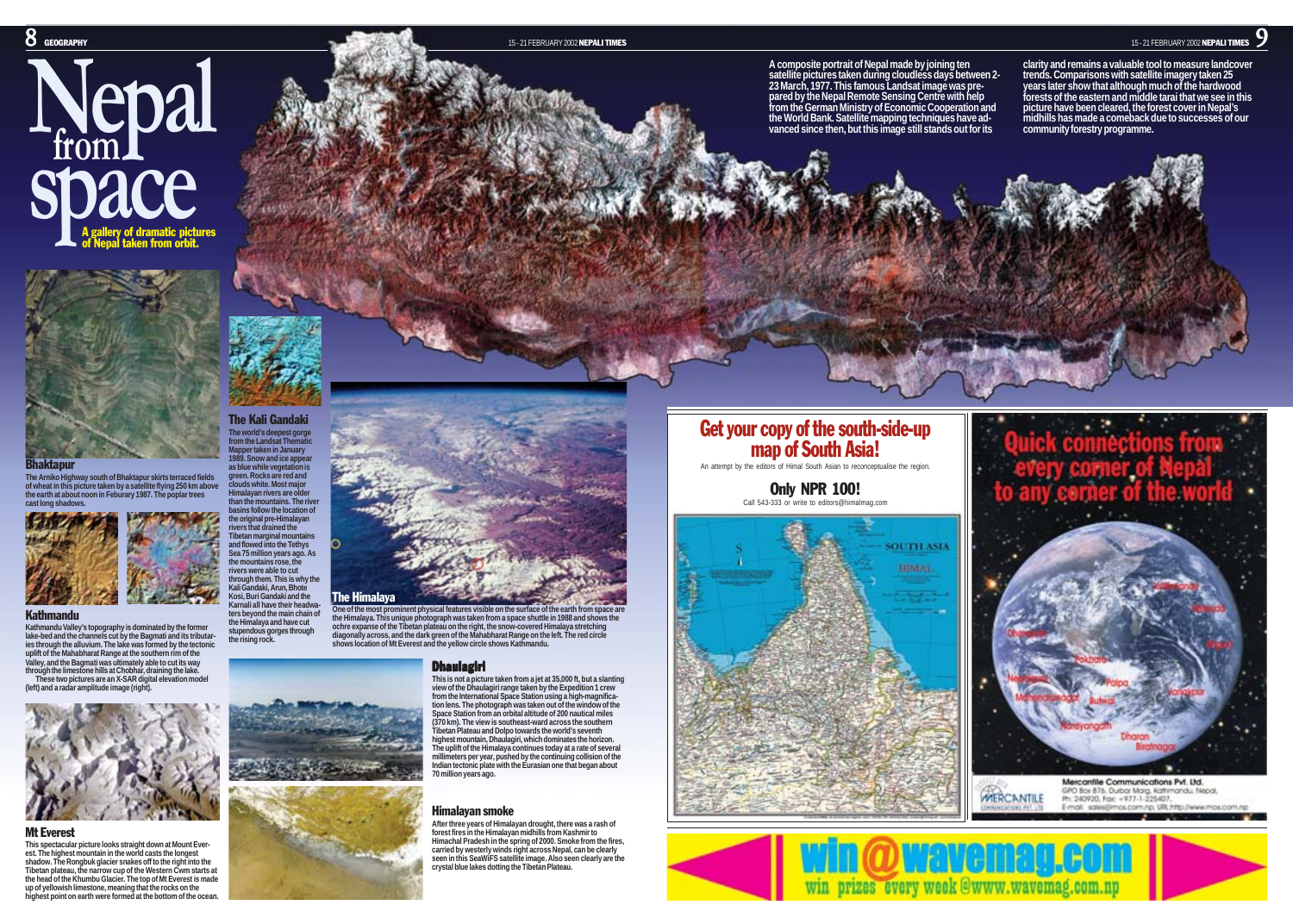# Nepal from space

**A gallery of dramatic pictures of Nepal taken from orbit.**

A composite portrait of Nepal made by joining ten satellite pictures taken during cloudless days between 2-23 March, 1977. This famous Landsat image was prepared by the Nepal Remote Sensing Centre with help from the German Ministry of Economic Cooperation and the World Bank. Satellite mapping techniques have advanced since then, but this image still stands out for its clarity and remains a valuable tool to measure landcover trends. Comparisons with satellite imagery taken 25 years later show that although much of the hardwood forests of the eastern and middle tarai that we see in this picture have been cleared, the forest cover in Nepal's midhills has made a comeback due to successes of our community forestry programme.

## Bhaktapur

The Arniko Highway south of Bhaktapur skirts terraced fields of wheat in this picture taken by a satellite flying 250 km above the earth at about noon in Feburary 1987. The poplar trees cast long shadows.

## Kathmandu

Kathmandu Valley's topography is dominated by the former lake-bed and the channels cut by the Bagmati and its tributaries through the alluvium. The lake was formed by the tectonic uplift of the Mahabharat Range at the southern rim of the Valley, and the Bagmati was ultimately able to cut its way through the limestone hills at Chobhar, draining the lake.

These two pictures are an X-SAR digital elevation model (left) and a radar amplitude image (right).

## Mt Everest

This spectacular picture looks straight down at Mount Everest. The highest mountain in the world casts the longest shadow. The Rongbuk glacier snakes off to the right into the Tibetan plateau, the narrow cup of the Western Cwm starts at the head of the Khumbu Glacier. The top of Mt Everest is made up of yellowish limestone, meaning that the rocks on the highest point on earth were formed at the bottom of the ocean.

## The Kali Gandaki

The world's deepest gorge from the Landsat Thematic Mapper taken in January 1989. Snow and ice appear as blue while vegetation is green. Rocks are red and clouds white. Most major Himalayan rivers are older than the mountains. The river basins follow the location of the original pre-Himalayan rivers that drained the Tibetan marginal mountains and flowed into the Tethys Sea 75 million years ago. As the mountains rose, the rivers were able to cut through them. This is why the Kali Gandaki, Arun, Bhote Kosi, Buri Gandaki and the Karnali all have their headwaters beyond the main chain of the Himalaya and have cut stupendous gorges through the rising rock.

## The Himalaya

One of the most prominent physical features visible on the surface of the earth from space are the Himalaya. This unique photograph was taken from a space shuttle in 1988 and shows the ochre expanse of the Tibetan plateau on the right, the snow-covered Himalaya stretching diagonally across, and the dark green of the Mahabharat Range on the left. The red circle shows location of Mt Everest and the yellow circle shows Kathmandu.

## Dhaulagiri

This is not a picture taken from a jet at 35,000 ft, but a slanting view of the Dhaulagiri range taken by the Expedition 1 crew from the International Space Station using a high-magnification lens. The photograph was taken out of the window of the Space Station from an orbital altitude of 200 nautical miles (370 km). The view is southeast-ward across the southern Tibetan Plateau and Dolpo towards the world's seventh highest mountain, Dhaulagiri, which dominates the horizon. The uplift of the Himalaya continues today at a rate of several millimeters per year, pushed by the continuing collision of the Indian tectonic plate with the Eurasian one that began about 70 million years ago.

## Himalayan smoke

After three years of Himalayan drought, there was a rash of forest fires in the Himalayan midhills from Kashmir to Himachal Pradesh in the spring of 2000. Smoke from the fires, carried by westerly winds right across Nepal, can be clearly seen in this SeaWiFS satellite image. Also seen clearly are the crystal blue lakes dotting the Tibetan Plateau.

## Get your copy of the south-side-up map of South Asia!

An attempt by the editors of Himal South Asian to reconceptualise the region.

**Only NPR 100!**

Call 543-333 or write to editors@himalmag.com

## Quick connections from every corner of Nepal to any corner of the world

Mercantile Communications Pvt. Ltd.
GPO Box 876, Durbar Marg, Kathmandu, Nepal.
Ph: 240920, Fax: +977-1-225407,
E-mail: sales@mos.com.np, URL:http://www.mos.com.np

**win@wavemag.com**

win prizes every week @www.wavemag.com.np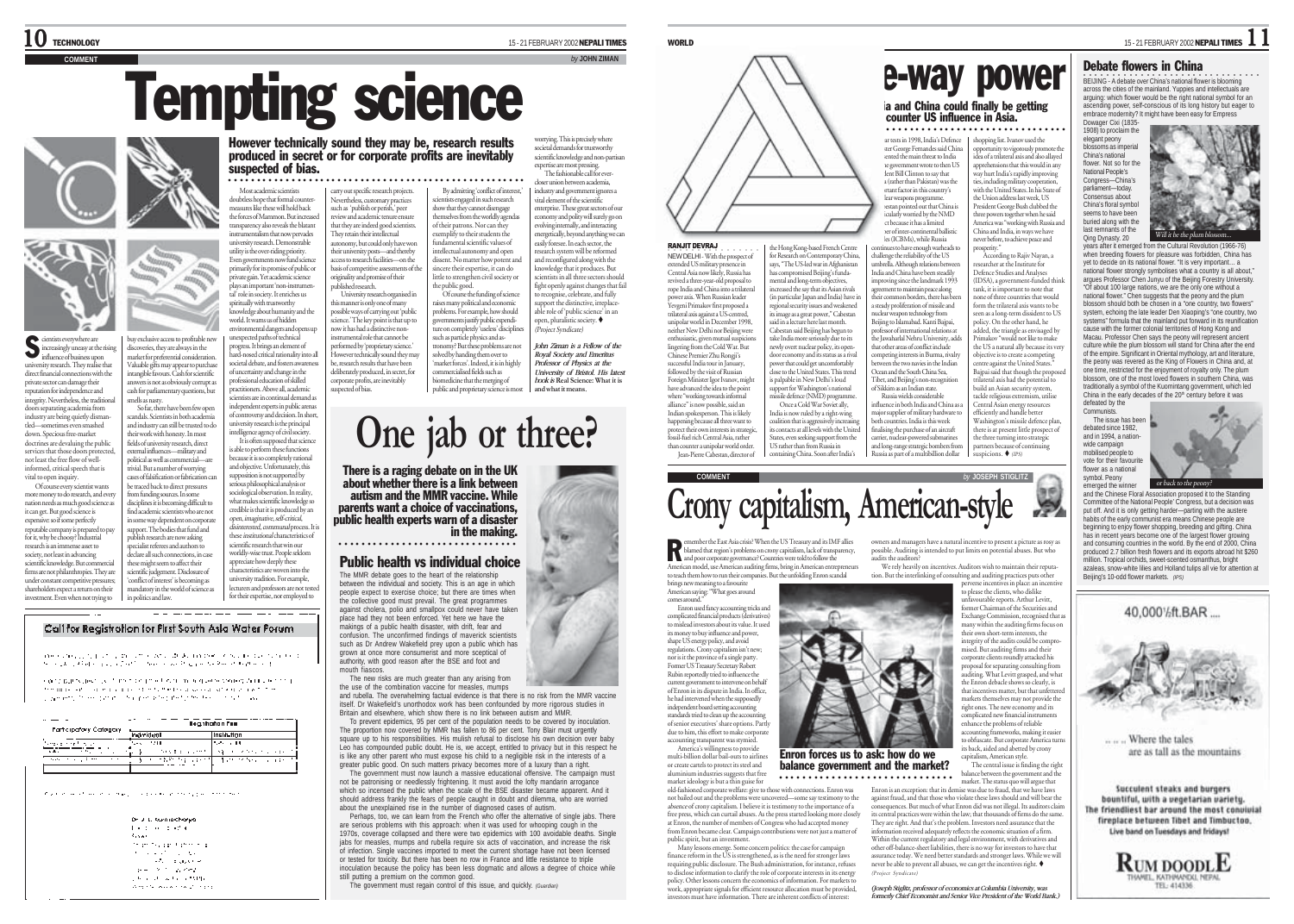COMMENT

*by* JOHN ZIMAN

# Tempting science

## However technically sound they may be, research results produced in secret or for corporate profits are inevitably suspected of bias.

Scientists everywhere are increasingly uneasy at the rising influence of business upon university research. They realise that direct financial connections with the private sector can damage their reputation for independence and integrity. Nevertheless, the traditional doors separating academia from industry are being quietly dismantled—sometimes even smashed down. Specious free-market doctrines are devaluing the public services that those doors protected, not least the free flow of well-informed, critical speech that is vital to open inquiry.

Of course every scientist wants more money to do research, and every nation needs as much good science as it can get. But good science is expensive: so if some perfectly reputable company is prepared to pay for it, why be choosy? Industrial research is an immense asset to society, not least in advancing scientific knowledge. But commercial firms are not philanthropies. They are under constant competitive pressures; shareholders expect a return on their investment. Even when not trying to buy exclusive access to profitable new discoveries, they are always in the market for preferential consideration. Valuable gifts may appear to purchase intangible favours. Cash for scientific answers is not as obviously corrupt as cash for parliamentary questions, but smells as nasty.

So far, there have been few open scandals. Scientists in both academia and industry can still be trusted to do their work with honesty. In most fields of university research, direct external influences—military and political as well as commercial—are trivial. But a number of worrying cases of falsification or fabrication can be traced back to direct pressures from funding sources. In some disciplines it is becoming difficult to find academic scientists who are not in some way dependent on corporate support. The bodies that fund and publish research are now asking specialist referees and authors to declare all such connections, in case these might seem to affect their scientific judgement. Disclosure of 'conflict of interest' is becoming as mandatory in the world of science as in politics and law.

Most academic scientists doubtless hope that formal countermeasures like these will hold back the forces of Mammon. But increased transparency also reveals the blatant instrumentalism that now pervades university research. Demonstrable utility is the over-riding priority. Even governments now fund science primarily for its promise of public or private gain. Yet academic science plays an important 'non-instrumental' role in society. It enriches us spiritually with trustworthy knowledge about humanity and the world. It warns us of hidden environmental dangers and opens up unexpected paths of technical progress. It brings an element of hard-nosed critical rationality into all societal debate, and fosters awareness of uncertainty and change in the professional education of skilled practitioners. Above all, academic scientists are in continual demand as independent experts in public arenas of controversy and decision. In short, university research is the principal intelligence agency of civil society.

It is often supposed that science is able to perform these functions because it is so completely rational and objective. Unfortunately, this supposition is not supported by serious philosophical analysis or sociological observation. In reality, what makes scientific knowledge so credible is that it is produced by an open, imaginative, self-critical, *disinterested, communal* process. It is these *institutional* characteristics of scientific research that win our worldly-wise trust. People seldom appreciate how deeply these characteristics are woven into the university tradition. For example, lecturers and professors are not hired for their expertise, nor employed to carry out specific research projects. Nevertheless, customary practices such as 'publish or perish,' peer review and academic tenure ensure that they are indeed good scientists. They retain their intellectual autonomy, but could only have won their university posts—and thereby access to research facilities—on the basis of competitive assessments of the originality and promise of their published research.

University research organised in this manner is only one of many possible ways of carrying out 'public science.' The key point is that up to now it has had a distinctive non-instrumental role that cannot be performed by 'proprietary science.' However technically sound they may be, research results that have been deliberately produced, in secret, for corporate profits, are inevitably suspected of bias.

By admitting 'conflict of interest,' scientists engaged in such research show that they cannot disengage themselves from the worldly agendas of their patrons. Nor can they exemplify to their students the fundamental scientific values of intellectual autonomy and open dissent. No matter how potent and sincere their expertise, it can do little to strengthen civil society or the public good.

Of course the funding of science raises many political and economic problems. For example, how should governments justify public expenditure on completely 'useless' disciplines such as particle physics and astronomy? But these problems are not solved by handing them over to 'market forces'. Indeed, it is in highly commercialised fields such as biomedicine that the merging of public and proprietary science is most worrying. This is precisely where societal demands for trustworthy scientific knowledge and non-partisan expertise are most pressing.

The fashionable call for ever-closer union between academia, industry and government ignores a vital element of the scientific enterprise. These great sectors of our economy and polity will surely go on evolving internally, and interacting energetically, beyond anything we can easily foresee. In each sector, the research system will be reformed and reconfigured along with the knowledge that it produces. But scientists in all three sectors should fight openly against changes that fail to recognise, celebrate, and fully support the distinctive, irreplaceable role of 'public science' in an open, pluralistic society. ♦ *(Project Syndicate)*

***John Ziman is a Fellow of the Royal Society and Emeritus Professor of Physics at the University of Bristol. His latest book is* Real Science: What it is and what it means.**

# One jab or three?

## There is a raging debate on in the UK about whether there is a link between autism and the MMR vaccine. While parents want a choice of vaccinations, public health experts warn of a disaster in the making.

### Public health vs individual choice

The MMR debate goes to the heart of the relationship between the individual and society. This is an age in which people expect to exercise choice; but there are times when the collective good must prevail. The great programmes against cholera, polio and smallpox could never have taken place had they not been enforced. Yet here we have the makings of a public health disaster, with drift, fear and confusion. The unconfirmed findings of maverick scientists such as Dr Andrew Wakefield prey upon a public which has grown at once more consumerist and more sceptical of authority, with good reason after the BSE and foot and mouth fiascos.

The new risks are much greater than any arising from the use of the combination vaccine for measles, mumps and rubella. The overwhelming factual evidence is that there is no risk from the MMR vaccine itself. Dr Wakefield's unorthodox work has been confounded by more rigorous studies in Britain and elsewhere, which show there is no link between autism and MMR.

To prevent epidemics, 95 per cent of the population needs to be covered by inoculation. The proportion now covered by MMR has fallen to 86 per cent. Tony Blair must urgently square up to his responsibilities. His mulish refusal to disclose his own decision over baby Leo has compounded public doubt. He is, we accept, entitled to privacy but in this respect he is like any other parent who must expose his child to a negligible risk in the interests of a greater public good. On such matters privacy becomes more of a luxury than a right.

The government must now launch a massive educational offensive. The campaign must not be patronising or needlessly frightening. It must avoid the lofty mandarin arrogance which so incensed the public when the scale of the BSE disaster became apparent. And it should address frankly the fears of people caught in doubt and dilemma, who are worried about the unexplained rise in the number of diagnosed cases of autism.

Perhaps, too, we can learn from the French who offer the alternative of single jabs. There are serious problems with this approach: when it was used for whooping cough in the 1970s, coverage collapsed and there were two epidemics with 100 avoidable deaths. Single jabs for measles, mumps and rubella require six acts of vaccination, and increase the risk of infection. Single vaccines imported to meet the current shortage have not been licensed or tested for toxicity. But there has been no row in France and little resistance to triple inoculation because the policy has been less dogmatic and allows a degree of choice while still putting a premium on the common good.

The government must regain control of this issue, and quickly. *(Guardian)*

## Call for Registration for First South Asia Water Forum

| Participatory Category | Registration Fee | |
|---|---|---|
| | Individual | Institution |

Dr. J. L. Karmacharya

WORLD

# e-way power

## ia and China could finally be getting counter US influence in Asia.

**RANJIT DEVRAJ**

NEW DELHI - With the prospect of extended US military presence in Central Asia now likely, Russia has revived a three-year-old proposal to rope India and China into a trilateral power axis. When Russian leader Yevgeni Primakov first proposed a trilateral axis against a US-centred, unipolar world in December 1998, neither New Delhi nor Beijing were enthusiastic, given mutual suspicions lingering from the Cold War. But Chinese Premier Zhu Rongji's successful India tour in January, followed by the visit of Russian Foreign Minister Igor Ivanov, might have advanced the idea to the point where "working towards informal alliance" is now possible, said an Indian spokesperson. This is likely happening because all three want to protect their own interests in strategic, fossil-fuel rich Central Asia, rather than counter a unipolar world order.

Jean-Pierre Cabestan, director of the Hong Kong-based French Centre for Research on Contemporary China, says, "The US-led war in Afghanistan has compromised Beijing's fundamental and long-term objectives, increased the say that its Asian rivals (in particular Japan and India) have in regional security issues and weakened its image as a great power," Cabestan said in a lecture here last month. Cabestan said Beijing has begun to take India more seriously due to its newly overt nuclear policy, its open-door economy and its status as a rival power that could get uncomfortably close to the United States. This trend is palpable in New Delhi's loud support for Washington's national missile defence (NMD) programme.

Once a Cold War Soviet ally, India is now ruled by a right-wing coalition that is aggressively increasing its contacts at all levels with the United States, even seeking support from the US rather than from Russia in containing China. Soon after India's ar tests in 1998, India's Defence ter George Fernandes said China ented the main threat to India e government wrote to then US lent Bill Clinton to say that a (rather than Pakistan) was the ortant factor in this country's lear weapons programme. restan pointed out that China is icularly worried by the NMD ct because it has a limited ver of inter-continental ballistic les (ICBMs), while Russia continues to have enough warheads to challenge the reliability of the US umbrella. Although relations between India and China have been steadily improving since the landmark 1993 agreement to maintain peace along their common borders, there has been a steady proliferation of missile and nuclear weapon technology from Beijing to Islamabad. Kanti Bajpai, professor of international relations at the Jawaharlal Nehru University, adds that other areas of conflict include competing interests in Burma, rivalry between the two navies in the Indian Ocean and the South China Sea, Tibet, and Beijing's non-recognition of Sikkim as an Indian state.

Russia wields considerable influence in both India and China as a major supplier of military hardware to both countries. India is this week finalising the purchase of an aircraft carrier, nuclear-powered submarines and long-range strategic bombers from Russia as part of a multibillion dollar shopping list. Ivanov used the opportunity to vigorously promote the idea of a trilateral axis and also allayed apprehensions that this would in any way hurt India's rapidly improving ties, including military cooperation, with the United States. In his State of the Union address last week, US President George Bush clubbed the three powers together when he said America was "working with Russia and China and India, in ways we have never before, to achieve peace and prosperity."

According to Rajiv Nayan, a researcher at the Institute for Defence Studies and Analyses (IDSA), a government-funded think tank, it is important to note that none of three countries that would form the trilateral axis wants to be seen as a long-term dissident to US policy. On the other hand, he added, the triangle as envisaged by Primakov "would not like to make the US a natural ally because its very objective is to create a competing centre against the United States." Bajpai said that though the proposed trilateral axis had the potential to build an Asian security system, tackle religious extremism, utilise Central Asian energy resources efficiently and handle better Washington's missile defence plan, there is at present little prospect of the three turning into strategic partners because of continuing suspicions. ♦ *(IPS)*

## Debate flowers in China

BEIJING - A debate over China's national flower is blooming across the cities of the mainland. Yuppies and intellectuals are arguing: which flower would be the right national symbol for an ascending power, self-conscious of its long history but eager to embrace modernity? It might have been easy for Empress Dowager Cixi (1835-1908) to proclaim the elegant peony blossoms as imperial China's national flower. Not so for the National People's Congress—China's parliament—today. Consensus about China's floral symbol seems to have been buried along with the last remnants of the Qing Dynasty. 20 years after it emerged from the Cultural Revolution (1966-76) when breeding flowers for pleasure was forbidden, China has yet to decide on its national flower. "It is very important… a national flower strongly symbolises what a country is all about," argues Professor Chen Junyu of the Beijing Forestry University. "Of about 100 large nations, we are the only one without a national flower." Chen suggests that the peony and the plum blossom should both be chosen in a "one country, two flowers" system, echoing the late leader Den Xiaoping's "one country, two systems" formula that the mainland put forward in its reunification cause with the former colonial territories of Hong Kong and Macau. Professor Chen says the peony will represent ancient culture while the plum blossom will stand for China after the end of the empire. Significant in Oriental mythology, art and literature, the peony was revered as the King of Flowers in China and, at one time, restricted for the enjoyment of royalty only. The plum blossom, one of the most loved flowers in southern China, was traditionally a symbol of the Kuomintang government, which led China in the early decades of the 20th century before it was defeated by the Communists.

*Will it be the plum blossom...*

The issue has been debated since 1982, and in 1994, a nation-wide campaign mobilised people to vote for their favourite flower as a national symbol. Peony emerged the winner and the Chinese Floral Association proposed it to the Standing Committee of the National People' Congress, but a decision was put off. And it is only getting harder—parting with the austere habits of the early communist era means Chinese people are beginning to enjoy flower shopping, breeding and gifting. China has in recent years become one of the largest flower growing and consuming countries in the world. By the end of 2000, China produced 2.7 billion fresh flowers and its exports abroad hit $260 million. Tropical orchids, sweet-scented osmanthus, bright azaleas, snow-white lilies and Holland tulips all vie for attention at Beijing's 10-odd flower markets. *(IPS)*

*or back to the peony?*

COMMENT

*by* JOSEPH STIGLITZ

# Crony capitalism, American-style

Remember the East Asia crisis? When the US Treasury and its IMF allies blamed that region's problems on crony capitalism, lack of transparency, and poor corporate governance? Countries were told to follow the American model, use American auditing firms, bring in American entrepreneurs to teach them how to run their companies. But the unfolding Enron scandal brings new meaning to a favourite American saying: "What goes around comes around."

Enron used fancy accounting tricks and complicated financial products (derivatives) to mislead investors about its value. It used its money to buy influence and power, shape US energy policy, and avoid regulations. Crony capitalism isn't new; nor is it the province of a single party. Former US Treasury Secretary Robert Rubin reportedly tried to influence the current government to intervene on behalf of Enron in its dispute in India. In office, he had intervened when the supposedly independent board setting accounting standards tried to clean up the accounting of senior executives' share options. Partly due to him, this effort to make corporate accounting transparent was stymied.

America's willingness to provide multi-billion dollar bail-outs to airlines or create cartels to protect its steel and aluminium industries suggests that free market ideology is but a thin guise for old-fashioned corporate welfare: give to those with connections. Enron was not bailed out and the problems were uncovered—some say testimony to the absence of crony capitalism. I believe it is testimony to the importance of a free press, which can curtail abuses. As the press started looking more closely at Enron, the number of members of Congress who had accepted money from Enron became clear. Campaign contributions were not just a matter of public spirit, but an investment.

Many lessons emerge. Some concern politics: the case for campaign finance reform in the US is strengthened, as is the need for stronger laws requiring public disclosure. The Bush administration, for instance, refuses to disclose information to clarify the role of corporate interests in its energy policy. Other lessons concern the economics of information. For markets to work, appropriate signals for efficient resource allocation must be provided, investors must have information. There are inherent conflicts of interest: owners and managers have a natural incentive to present a picture as rosy as possible. Auditing is intended to put limits on potential abuses. But who audits the auditors?

We rely heavily on *incentives*. Auditors wish to maintain their reputation. But the interlinking of consulting and auditing practices puts other perverse incentives in place: an incentive to please the clients, who dislike unfavourable reports. Arthur Levitt, former Chairman of the Securities and Exchange Commission, recognised that as many within the auditing firms focus on their own short-term interests, the integrity of the audits could be compromised. But auditing firms and their corporate clients roundly attacked his proposal for separating consulting from auditing. What Levitt grasped, and what the Enron debacle shows so clearly, is that incentives matter, but that unfettered markets themselves may not provide the right ones. The new economy and its complicated new financial instruments enhance the problems of reliable accounting frameworks, making it easier to obfuscate. But corporate America turns its back, aided and abetted by crony capitalism, American style.

The central issue is finding the right balance between the government and the market. The status quo will argue that Enron is an exception: that its demise was due to fraud, that we have laws against fraud, and that those who violate these laws should and will bear the consequences. But much of what Enron did was not illegal. Its auditors claim its central practices were within the law; that thousands of firms do the same. They are right. And that's the problem. Investors need assurance that the information received adequately reflects the economic situation of a firm. Within the current regulatory and legal environment, with derivatives and other off-balance-sheet liabilities, there is no way for investors to have that assurance today. We need better standards and stronger laws. While we will never be able to prevent all abuses, we can get the incentives right. ♦ *(Project Syndicate)*

### Enron forces us to ask: how do we balance government and the market?

***(Joseph Stiglitz, professor of economics at Columbia University, was formerly Chief Economist and Senior Vice President of the World Bank.)***

40,000'½ft.BAR ....

.... Where the tales are as tall as the mountains

Succulent steaks and burgers bountiful, with a vegetarian variety. The friendliest bar around the most convivial fireplace between Tibet and Timbuctoo. Live band on Tuesdays and Fridays!

RUM DOODLE

THAMEL, KATHMANDU, NEPAL TEL: 414336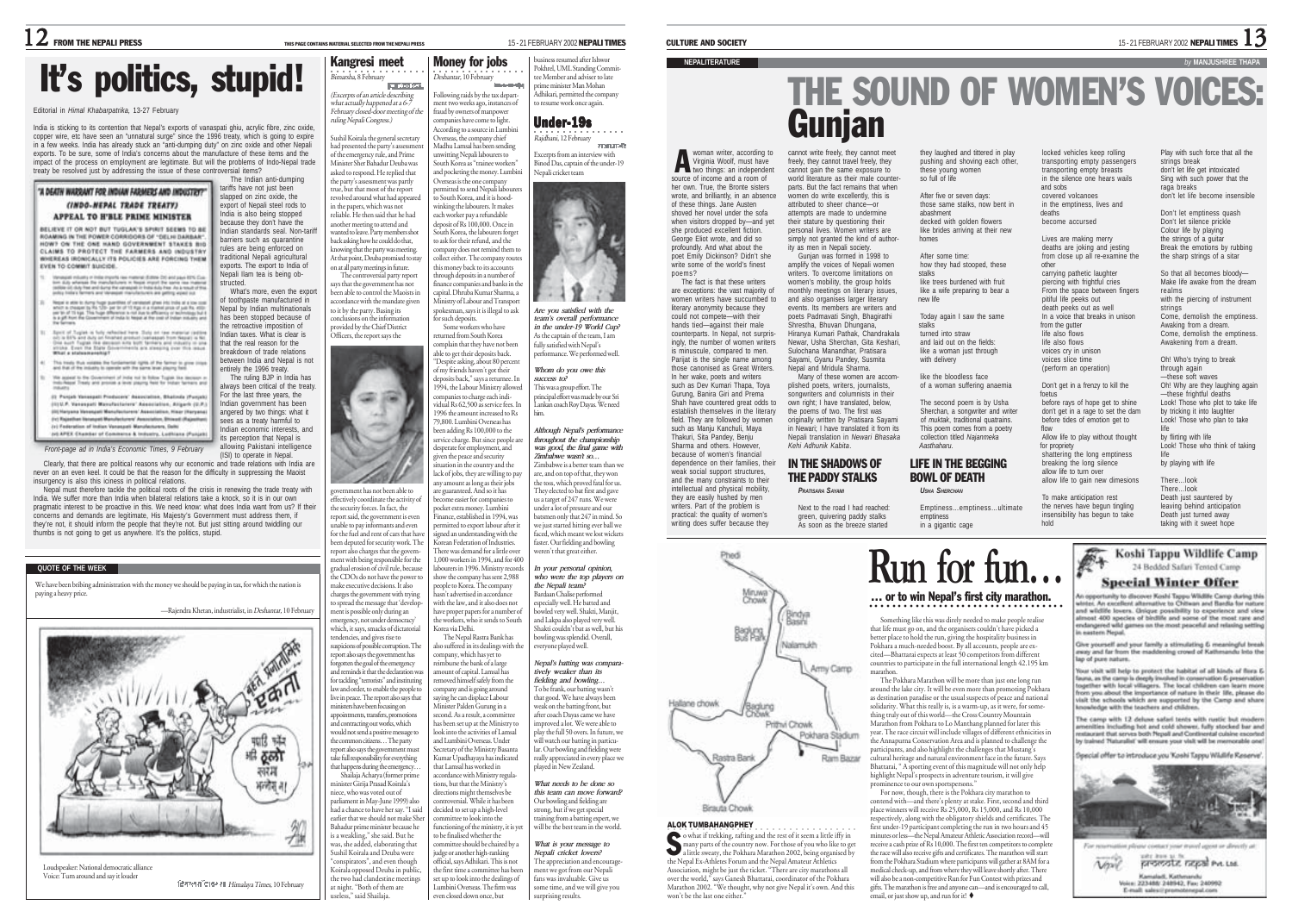# It's politics, stupid!

Editorial in *Himal Khabarpatrika*, 13-27 February

India is sticking to its contention that Nepal's exports of vanaspati ghiu, acrylic fibre, zinc oxide, copper wire, etc have seen an "unnatural surge" since the 1996 treaty, which is going to expire in a few weeks. India has already stuck an "anti-dumping duty" on zinc oxide and other Nepali exports. To be sure, some of India's concerns about the manufacture of these items and the impact of the process on employment are legitimate. But will the problems of Indo-Nepal trade treaty be resolved just by addressing the issue of these controversial items?

*Front-page ad in India's Economic Times, 9 February*

The Indian anti-dumping tariffs have not just been slapped on zinc oxide, the export of Nepali steel rods to India is also being stopped because they don't have the Indian standards seal. Non-tariff barriers such as quarantine rules are being enforced on traditional Nepali agricultural exports. The export to India of Nepali Ilam tea is being obstructed.

What's more, even the export of toothpaste manufactured in Nepal by Indian multinationals has been stopped because of the retroactive imposition of Indian taxes. What is clear is that the real reason for the breakdown of trade relations between India and Nepal is not entirely the 1996 treaty.

The ruling BJP in India has always been critical of the treaty. For the last three years, the Indian government has been angered by two things: what it sees as a treaty harmful to Indian economic interests, and its perception that Nepal is allowing Pakistani intelligence (ISI) to operate in Nepal.

Clearly, that there are political reasons why our economic and trade relations with India are never on an even keel. It could be that the reason for the difficulty in suppressing the Maoist insurgency is also this iciness in political relations.

Nepal must therefore tackle the political roots of the crisis in renewing the trade treaty with India. We suffer more than India when bilateral relations take a knock, so it is in our own pragmatic interest to be proactive in this. We need know: what does India want from us? If their concerns and demands are legitimate, His Majesty's Government must address them, if they're not, it should inform the people that they're not. But just sitting around twiddling our thumbs is not going to get us anywhere. It's the politics, stupid.

## QUOTE OF THE WEEK

We have been bribing administration with the money we should be paying in tax, for which the nation is paying a heavy price.

—Rajendra Khetan, industrialist, in *Deshantar*, 10 February

Loudspeaker: National democratic alliance
Voice: Turn around and say it louder

हिमाल टाइम्स *Himalaya Times*, 10 February

## Kangresi meet

*Bimarsha*, 8 February

*(Excerpts of an article describing what actually happened at a 6-7 February closed-door meeting of the ruling Nepali Congress.)*

Sushil Koirala the general secretary had presented the party's assessment of the emergency rule, and Prime Minister Sher Bahadur Deuba was asked to respond. He replied that the party's assessment was partly true, but that most of the report revolved around what had appeared in the papers, which was not reliable. He then said that he had another meeting to attend and wanted to leave. Party members shot back asking how he could do that, knowing that the party was meeting. At that point, Deuba promised to stay on at all party meetings in future.

The controversial party report says that the government has not been able to control the Maoists in accordance with the mandate given to it by the party. Basing its conclusions on the information provided by the Chief District Officers, the report says the government has not been able to effectively coordinate the activity of the security forces. In fact, the report said, the government is even unable to pay informants and even for the fuel and rent of cars that have been deputed for security work. The report also charges that the government with being responsible for the gradual erosion of civil rule, because the CDOs do not have the power to make executive decisions. It also charges the government with trying to spread the message that 'development is possible only during an emergency, not under democracy' which, it says, smacks of dictatorial tendencies, and gives rise to suspicions of possible corruption. The report also says the government has forgotten the goal of the emergency and reminds it that the declaration was for tackling "terrorists" and instituting law and order, to enable the people to live in peace. The report also says that ministers have been focusing on appointments, transfers, promotions and contracting out works, which would not send a positive message to the common citizens… The party report also says the government must take full responsibility for everything that happens during the emergency…

Shailaja Acharya (former prime minister Girija Prasad Koirala's niece, who was voted out of parliament in May-June 1999) also had a chance to have her say. "I said earlier that we should not make Sher Bahadur prime minister because he is a weakling," she said. But he was, she added, elaborating that Sushil Koirala and Deuba were "conspirators", and even though Koirala opposed Deuba in public, the two had clandestine meetings at night. "Both of them are useless," said Shailaja.

## Money for jobs

*Deshantar*, 10 February

Following raids by the tax department two weeks ago, instances of fraud by owners of manpower companies have come to light. According to a source in Lumbini Overseas, the company chief Madhu Lamsal has been sending unwitting Nepali labourers to South Korea as "trainee workers" and pocketing the money. Lumbini Overseas is the one company permitted to send Nepali labourers to South Korea, and it is hoodwinking the labourers. It makes each worker pay a refundable deposit of Rs 100,000. Once in South Korea, the labourers forget to ask for their refund, and the company does not remind them to collect either. The company routes this money back to its accounts through deposits in a number of finance companies and banks in the capital. Dhruba Kumar Sharma, a Ministry of Labour and Transport spokesman, says it is illegal to ask for such deposits.

Some workers who have returned from South Korea complain that they have not been able to get their deposits back. "Despite asking, about 80 percent of my friends haven't got their deposits back," says a returnee. In 1994, the Labour Ministry allowed companies to charge each individual Rs 62,500 as service fees. In 1996 the amount increased to Rs 79,800. Lumbini Overseas has been adding Rs 100,000 to the service charge. But since people are desperate for employment, and given the peace and security situation in the country and the lack of jobs, they are willing to pay any amount as long as their jobs are guaranteed. And so it has become easier for companies to pocket extra money. Lumbini Finance, established in 1994, was permitted to export labour after it signed an understanding with the Korean Federation of Industries. There was demand for a little over 1,000 workers in 1994, and for 400 labourers in 1996. Ministry records show the company has sent 2,988 people to Korea. The company hasn't advertised in accordance with the law, and it also does not have proper papers for a number of the workers, who it sends to South Korea via Delhi.

The Nepal Rastra Bank has also suffered in its dealings with the company, which has yet to reimburse the bank of a large amount of capital. Lamsal has removed himself safely from the company and is going around saying he can displace Labour Minister Palden Gurung in a second. As a result, a committee has been set up at the Ministry to look into the activities of Lamsal and Lumbini Overseas. Under Secretary of the Ministry Basanta Kumar Upadhayaya has indicated that Lamsal was worked in accordance with Ministry regulations, but that the Ministry's directions might themselves be controversial. While it has been decided to set up a high-level committee to look into the functioning of the ministry, it is yet to be finalised whether the committee should be chaired by a judge or another high-ranking official, says Adhikari. This is not the first time a committee has been set up to look into the dealings of Lumbini Overseas. The firm was even closed down once, but business resumed after Ishwor Pokhrel, UML Standing Committee Member and adviser to late prime minister Man Mohan Adhikari, permitted the company to resume work once again.

## Under-19s

*Rajdhani*, 12 February

Excerpts from an interview with Binod Das, captain of the under-19 Nepali cricket team

***Are you satisfied with the team's overall performance in the under-19 World Cup?***

As the captain of the team, I am fully satisfied with Nepal's performance. We performed well.

***Whom do you owe this success to?***

This was a group effort. The principal effort was made by our Sri Lankan coach Roy Dayas. We need him.

***Although Nepal's performance throughout the championship was good, the final game with Zimbabwe wasn't so…***

Zimbabwe is a better team than we are, and on top of that, they won the toss, which proved fatal for us. They elected to bat first and gave us a target of 247 runs. We were under a lot of pressure and our batsmen only had 247 in mind. So we just started hitting ever ball we faced, which meant we lost wickets faster. Our fielding and bowling weren't that great either.

***In your personal opinion, who were the top players on the Nepali team?***

Bardaan Chalise performed especially well. He batted and bowled very well. Shakti, Manjit, and Lakpa also played very well. Shakti couldn't bat as well, but his bowling was splendid. Overall, everyone played well.

***Nepal's batting was comparatively weaker than its fielding and bowling…***

To be frank, our batting wasn't that good. We have always been weak on the batting front, but after coach Dayas came we have improved a lot. We were able to play the full 50 overs. In future, we will watch our batting in particular. Our bowling and fielding were really appreciated in every place we played in New Zealand.

***What needs to be done so this team can move forward?***

Our bowling and fielding are strong, but if we get special training from a batting expert, we will be the best team in the world.

***What is your message to Nepali cricket lovers?***

The appreciation and encouragement we got from our Nepali fans was invaluable. Give us some time, and we will give you surprising results.

# NEPALITERATURE

*by* MANJUSHREE THAPA

# THE SOUND OF WOMEN'S VOICES: Gunjan

A woman writer, according to Virginia Woolf, must have two things: an independent source of income and a room of her own. True, the Bronte sisters wrote, and brilliantly, in an absence of these things. Jane Austen shoved her novel under the sofa when visitors dropped by—and yet she produced excellent fiction. George Eliot wrote, and did so profoundly. And what about the poet Emily Dickinson? Didn't she write some of the world's finest poems?

The fact is that these writers are exceptions: the vast majority of women writers have succumbed to literary anonymity because they could not compete—with their hands tied—against their male counterparts. In Nepal, not surprisingly, the number of women writers is minuscule, compared to men. Parijat is the single name among those canonised as Great Writers. In her wake, poets and writers such as Dev Kumari Thapa, Toya Gurung, Banira Giri and Prema Shah have countered great odds to establish themselves in the literary field. They are followed by women such as Manju Kanchuli, Maya Thakuri, Sita Pandey, Benju Sharma and others. However, because of women's financial dependence on their families, their weak social support structures, and the many constraints to their intellectual and physical mobility, they are easily hushed by men writers. Part of the problem is practical: the quality of women's writing does suffer because they cannot write freely, they cannot travel freely, they cannot gain the same exposure to world literature as their male counterparts. But the fact remains that even women who do write excellently, this is attributed to sheer chance—or attempts are made to undermine their stature by questioning their personal lives. Women writers are simply not granted the kind of authority as men in Nepali society.

Gunjan was formed in 1998 to amplify the voices of Nepali women writers. To overcome limitations on women's mobility, the group holds monthly meetings on literary issues, and also organises larger literary events. Its members are writers and poets Padmavati Singh, Bhagirathi Shrestha, Bhuvan Dhungana, Hiranya Kumari Pathak, Chandrakala Newar, Usha Sherchan, Gita Keshari, Sulochana Manandhar, Pratisara Sayami, Gyanu Pandey, Susmita Nepal and Mridula Sharma.

Many of these women are accomplished poets, writers, journalists, songwriters and columnists in their own right; I have translated, below, the poems of two. The first was originally written by Pratisara Sayami in Newari; I have translated it from its Nepali translation in *Newari Bhasaka Kehi Adhunik Kabita*.

## IN THE SHADOWS OF THE PADDY STALKS

*PRATISARA SAYAMI*

Next to the road I had reached:
green, quivering paddy stalks
As soon as the breeze started
they laughed and tittered in play
pushing and shoving each other,
these young women
so full of life

After five or seven days:
those same stalks, now bent in abashment
decked with golden flowers
like brides arriving at their new homes

After some time:
how they had stooped, these stalks
like trees burdened with fruit
like a wife preparing to bear a new life

Today again I saw the same stalks
turned into straw
and laid out on the fields:
like a woman just through with delivery

like the bloodless face
of a woman suffering anaemia

The second poem is by Usha Sherchan, a songwriter and writer of *muktak*, traditional quatrains. This poem comes from a poetry collection titled *Najanmeka Aasthaharu*.

## LIFE IN THE BEGGING BOWL OF DEATH

*USHA SHERCHAN*

Emptiness…emptiness…ultimate emptiness
in a gigantic cage
locked vehicles keep rolling
transporting empty passengers
transporting empty breasts
in the silence one hears wails
and sobs
covered volcanoes
in the emptiness, lives and deaths
become accursed

Lives are making merry
deaths are joking and jesting
from close up all re-examine the other
carrying pathetic laughter
piercing with frightful cries
From the space between fingers
pitiful life peeks out
death peeks out as well
In a voice that breaks in unison
from the gutter
life also flows
life also flows
voices cry in unison
voices slice time
(perform an operation)

Don't get in a frenzy to kill the foetus
before rays of hope get to shine
don't get in a rage to set the dam
before tides of emotion get to flow
Allow life to play without thought
for propriety
shattering the long emptiness
breaking the long silence
allow life to turn over
allow life to gain new dimesions

To make anticipation rest
the nerves have begun tingling
insensibility has begun to take hold

Play with such force that all the strings break
don't let life get intoxicated
Sing with such power that the raga breaks
don't let life become insensible

Don't let emptiness quash
Don't let silence prickle
Colour life by playing
the strings of a guitar
Break the emotions by rubbing
the sharp strings of a sitar

So that all becomes bloody—
Make life awake from the dream realms
with the piercing of instrument strings
Come, demolish the emptiness.
Awaking from a dream.
Come, demolish the emptiness.
Awakening from a dream.

Oh! Who's trying to break through again
—these soft waves
Oh! Why are they laughing again
—these frightful deaths
Look! Those who plot to take life
by tricking it into laughter
Look! Those who plan to take life
by flirting with life
Look! Those who think of taking life
by playing with life

There...look
There...look
Death just sauntered by
leaving behind anticipation
Death just turned away
taking with it sweet hope

# Run for fun…
## … or to win Nepal's first city marathon.

ALOK TUMBAHANGPHEY

So what if trekking, rafting and the rest of it seem a little iffy in many parts of the country now. For those of you who like to get a little sweaty, the Pokhara Marathon 2002, being organised by the Nepal Ex-Athletes Forum and the Nepal Amateur Athletics Association, might be just the ticket. "There are city marathons all over the world," says Ganesh Bhattarai, coordinator of the Pokhara Marathon 2002. "We thought, why not give Nepal it's own. And this won't be the last one either."

Something like this was direly needed to make people realise that life must go on, and the organisers couldn't have picked a better place to hold the run, giving the hospitality business in Pokhara a much-needed boost. By all accounts, people are excited—Bhattarai expects at least 50 competitors from different countries to participate in the full international length 42.195 km marathon.

The Pokhara Marathon will be more than just one long run around the lake city. It will be even more than promoting Pokhara as destination paradise or the usual suspects of peace and national solidarity. What this really is, is a warm-up, as it were, for something truly out of this world—the Cross Country Mountain Marathon from Pokhara to Lo Manthang planned for later this year. The race circuit will include villages of different ethnicities in the Annapurna Conservation Area and is planned to challenge the participants, and also highlight the challenges that Mustang's cultural heritage and natural environment face in the future. Says Bhattarai, "A sporting event of this magnitude will not only help highlight Nepal's prospects in adventure tourism, it will give prominence to our own sportspersons."

For now, though, there is the Pokhara city marathon to contend with—and there's plenty at stake. First, second and third place winners will receive Rs 25,000, Rs 15,000, and Rs 10,000 respectively, along with the obligatory shields and certificates. The first under-19 participant completing the run in two hours and 45 minutes or less—the Nepal Amateur Athletic Association record—will receive a cash prize of Rs 10,000. The first ten competitors to complete the race will also receive gifts and certificates. The marathon will start from the Pokhara Stadium where participants will gather at 8AM for a medical check-up, and from where they will leave shortly after. There will also be a non-competitive Run for Fun Contest with prizes and gifts. The marathon is free and anyone can—and is encouraged to call, email, or just show up, and run for it! ♦

## Koshi Tappu Wildlife Camp
24 Bedded Safari Tented Camp

### Special Winter Offer

An opportunity to discover Koshi Tappu Wildlife Camp during this winter. An excellent alternative to Chitwan and Bardia for nature and wildlife lovers. Unique possibility to experience and view almost 400 species of birdlife and some of the most rare and endangered wild games on the most peaceful and relaxing setting in eastern Nepal.

Give yourself and your family a stimulating & meaningful break away and far from the maddening crowd of Kathmandu into the lap of pure nature.

Your visit will help to protect the habitat of all kinds of flora & fauna, as the camp is deeply involved in conservation & preservation together with local villagers. The local children can learn more from you about the importance of nature in their life, please do visit the schools which are supported by the Camp and share knowledge with the teachers and children.

The camp with 12 deluxe safari tents with rustic but modern amenities including hot and cold shower, fully stocked bar and restaurant that serves both Nepali and Continental cuisine escorted by trained 'Naturalist' will ensure your visit will be memorable one!

Special offer to introduce you 'Koshi Tappu Wildlife Reserve'.

For reservation please contact your travel agent or directly at:

promote nepal Pvt. Ltd.
Kamaladi, Kathmandu
Voice: 223488; 248942, Fax: 240992
E-mail: sales@promotenepal.com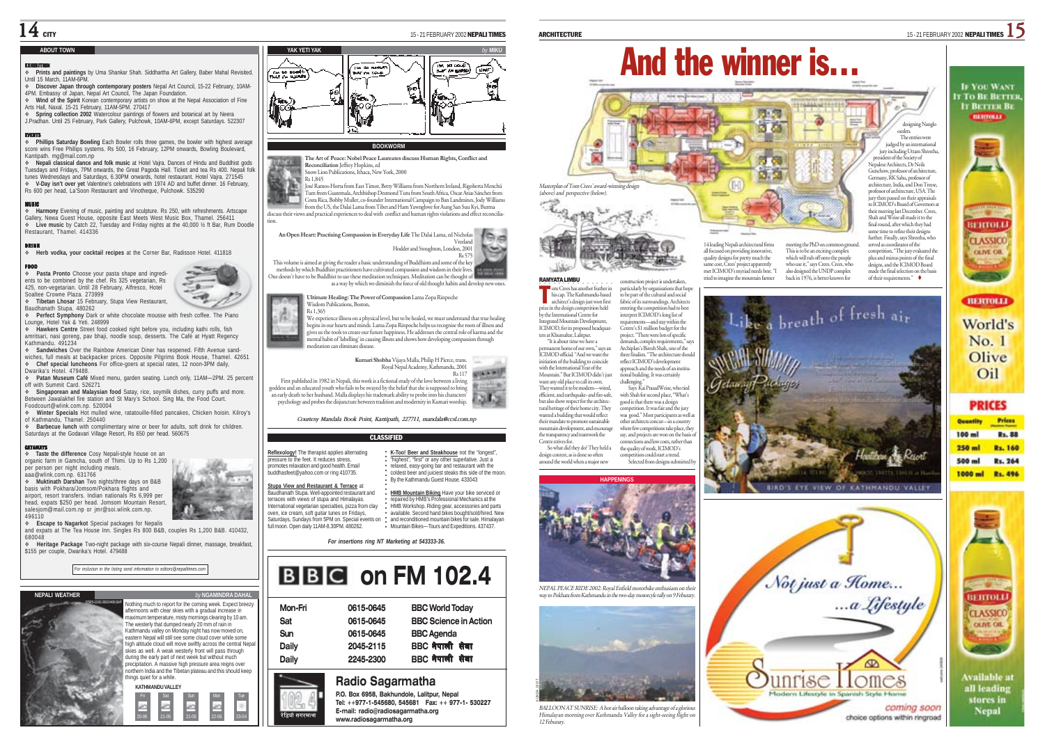## ABOUT TOWN

### EXHIBITION

❖ **Prints and paintings** by Uma Shankar Shah. Siddhartha Art Gallery, Baber Mahal Revisited. Until 15 March, 11AM-6PM.

❖ **Discover Japan through contemporary posters** Nepal Art Council, 15-22 February, 10AM-4PM. Embassy of Japan, Nepal Art Council, The Japan Foundation.

❖ **Wind of the Spirit** Korean contemporary artists on show at the Nepal Association of Fine Arts Hall, Naxal. 15-21 February, 11AM-5PM. 270417

❖ **Spring collection 2002** Watercolour paintings of flowers and botanical art by Neera J.Pradhan. Until 25 February, Park Gallery, Pulchowk, 10AM-6PM, except Saturdays. 522307

### EVENTS

❖ **Phillips Saturday Bowling** Each Bowler rolls three games, the bowler with highest average score wins Free Phillips systems. Rs 500, 16 February, 12PM onwards, Bowling Boulevard, Kantipath. mg@mail.com.np

❖ **Nepali classical dance and folk music** at Hotel Vajra. Dances of Hindu and Buddhist gods Tuesdays and Fridays, 7PM onwards, the Great Pagoda Hall. Ticket and tea Rs 400. Nepali folk tunes Wednesdays and Saturdays, 6.30PM onwards, hotel restaurant. Hotel Vajra. 271545

❖ **V-Day isn't over yet** Valentine's celebrations with 1974 AD and buffet dinner. 16 February, Rs 600 per head, La'Soon Restaurant and Vinotheque, Pulchowk. 535290

### MUSIC

❖ **Harmony** Evening of music, painting and sculpture. Rs 250, with refreshments. Artscape Gallery, Newa Guest House, opposite East Meets West Music Box, Thamel. 256411

❖ **Live music** by Catch 22, Tuesday and Friday nights at the 40,000 ½ ft Bar, Rum Doodle Restaurant, Thamel. 414336

### DRINK

❖ **Herb vodka, your cocktail recipes** at the Corner Bar, Radisson Hotel. 411818

### FOOD

❖ **Pasta Pronto** Choose your pasta shape and ingredients to be combined by the chef. Rs 325 vegetarian, Rs 425, non-vegetarian. Until 28 February, Alfresco, Hotel Soaltee Crowne Plaza. 273999

❖ **Tibetan Lhosar** 15 February, Stupa View Restaurant, Baudhanath Stupa. 480262

❖ **Perfect Symphony** Dark or white chocolate mousse with fresh coffee. The Piano Lounge, Hotel Yak & Yeti. 248999

❖ **Hawkers Centre** Street food cooked right before you, including kathi rolls, fish amritsari, nasi goreng, pav bhaji, noodle soup, desserts. The Café at Hyatt Regency Kathmandu. 491234

❖ **Sandwiches** Over the Rainbow American Diner has reopened. Fifth Avenue sandwiches, full meals at backpacker prices. Opposite Pilgrims Book House, Thamel. 42651

❖ **Chef special luncheons** For office-goers at special rates, 12 noon-3PM daily, Dwarika's Hotel. 479488.

❖ **Patan Museum Café** Mixed menu, garden seating. Lunch only, 11AM—2PM. 25 percent off with Summit Card. 526271

❖ **Singaporean and Malaysian food** Satay, rice, soymilk dishes, curry puffs and more. Between Jawalakhel fire station and St Mary's School. Sing Ma, the Food Court. Foodcourt@wlink.com.np. 520004

❖ **Winter Specials** Hot mulled wine, ratatouille-filled pancakes, Chicken hoisin. Kilroy's of Kathmandu, Thamel. 250440

❖ **Barbecue lunch** with complimentary wine or beer for adults, soft drink for children. Saturdays at the Godavari Village Resort, Rs 650 per head. 560675

### GETAWAYS

❖ **Taste the difference** Cosy Nepali-style house on an organic farm in Gamcha, south of Thimi. Up to Rs 1,200 per person per night including meals. aaa@wlink.com.np. 631766

❖ **Muktinath Darshan** Two nights/three days on B&B basis with Pokhara/Jomsom/Pokhara flights and airport, resort transfers. Indian nationals Rs 6,999 per head, expats $250 per head. Jomsom Mountain Resort. salesjom@mail.com.np or jmr@soi.wlink.com.np. 496110

❖ **Escape to Nagarkot** Special packages for Nepalis and expats at The Tea House Inn. Singles Rs 800 B&B, couples Rs 1,200 B&B. 410432, 680048

❖ **Heritage Package** Two-night package with six-course Nepali dinner, massage, breakfast, $155 per couple, Dwarika's Hotel. 479488

*For inclusion in the listing send information to editors@nepalitimes.com*

## NEPALI WEATHER
*by NGAMINDRA DAHAL*

Nothing much to report for the coming week. Expect breezy afternoons with clear skies with a gradual increase in maximum temperature, misty mornings clearing by 10 am. The westerly that dumped nearly 20 mm of rain in Kathmandu valley on Monday night has now moved on, eastern Nepal will still see some cloud cover while some high altitude cloud will move swiftly across the central Nepal skies as well. A weak westerly front will pass through during the early part of next week but without much precipitation. A massive high pressure area reigns over northern India and the Tibetan plateau and this should keep things quiet for a while.

**KATHMANDU VALLEY**

| Fri | Sat | Sun | Mon | Tue |
|---|---|---|---|---|
| 20-06 | 21-05 | 21-06 | 22-06 | 23-04 |

## YAK YETI YAK
*by MIKU*

## BOOKWORM

**The Art of Peace: Nobel Peace Laureates discuss Human Rights, Conflict and Reconciliation** Jeffrey Hopkins, ed
Snow Lion Publications, Ithaca, New York, 2000
Rs 1,845

José Ramos-Horta from East Timor, Betty Williams from Northern Ireland, Rigoberta Menchú Tum from Guatemala, Archbishop Desmond Tutu from South Africa, Oscar Arias Sánchez from Costa Rica, Bobby Muller, co-founder International Campaign to Ban Landmines, Jody Williams from the US, the Dalai Lama from Tibet and Harn Yawnghwe for Aung San Suu Kyi, Burma discuss their views and practical experiences to deal with conflict and human rights violations and effect reconciliation.

**An Open Heart: Practising Compassion in Everyday Life** The Dalai Lama, ed Nicholas Vreeland
Hodder and Stoughton, London, 2001
Rs 575

This volume is aimed at giving the reader a basic understanding of Buddhism and some of the key methods by which Buddhist practitioners have cultivated compassion and wisdom in their lives. One doesn't have to be Buddhist to use these meditation techniques. Meditation can be thought of as a way by which we diminish the force of old thought habits and develop new ones.

**Ultimate Healing: The Power of Compassion** Lama Zopa Rinpoche
Wisdom Publications, Boston,
Rs 1,365

We experience illness on a physical level, but to be healed, we must understand that true healing begins in our hearts and minds. Lama Zopa Rinpoche helps us recognise the roots of illness and gives us the tools to create our future happiness. He addresses the central role of karma and the mental habit of 'labelling' in causing illness and shows how developing compassion through meditation can eliminate disease.

**Kumari Shobha** Vijaya Malla, Philip H Pierce, trans.
Royal Nepal Academy, Kathmandu, 2001
Rs 117

First published in 1982 in Nepali, this work is a fictional study of the love between a living goddess and an educated youth who fails to be swayed by the belief that she is supposed to bring an early death to her husband. Malla displays his trademark ability to probe into his characters' psychology and probes the disjuncture between tradition and modernity in Kumari worship.

*Courtesy Mandala Book Point, Kantipath, 227711, mandala@ccsl.com.np*

## CLASSIFIED

**Reflexology!** The therapist applies alternating pressure to the feet. It reduces stress, promotes relaxation and good health. Email buddhasfeet@yahoo.com or ring 410735.

**Stupa View and Restaurant & Terrace** at Baudhanath Stupa. Well-appointed restaurant and terraces with views of stupa and Himalayas. International vegetarian specialties, pizza from clay oven, ice cream, soft guitar tunes on Fridays, Saturdays, Sundays from 5PM on. Special events on full moon. Open daily 11AM-8.30PM. 480262.

**K-Too! Beer and Steakhouse** not the "longest", "highest", "first" or any other superlative. Just a relaxed, easy-going bar and restaurant with the coldest beer and juiciest steaks this side of the moon. By the Kathmandu Guest House. 433043

**HMB Mountain Biking** Have your bike serviced or repaired by HMB's Professional Mechanics at the HMB Workshop. Riding gear, accessories and parts available. Second hand bikes bought/sold/hired. New and reconditioned mountain bikes for sale. Himalayan Mountain Bikes—Tours and Expeditions. 437437.

*For insertions ring NT Marketing at 543333-36.*

## BBC on FM 102.4

| | | |
|---|---|---|
| Mon-Fri | 0615-0645 | BBC World Today |
| Sat | 0615-0645 | BBC Science in Action |
| Sun | 0615-0645 | BBC Agenda |
| Daily | 2045-2115 | BBC नेपाली सेवा |
| Daily | 2245-2300 | BBC नेपाली सेवा |

**Radio Sagarmatha**
P.O. Box 6958, Bakhundole, Lalitpur, Nepal
Tel: ++977-1-545680, 545681 Fax: ++ 977-1- 530227
E-mail: radio@radiosagarmatha.org
www.radiosagarmatha.org

# And the winner is...

*Masterplan of Tom Crees' award-winning design (above) and perspective (below).*

**RAMYATA LIMBU**

Tom Crees has another feather in his cap. The Kathmandu-based architect's design just won first prize in the design competition held by the International Centre for Integrated Mountain Development, ICIMOD, for its proposed headquarters at Khumaltar, Lalitpur.

"It is about time we have a permanent home of our own," says an ICIMOD official. "And we want the initiation of the building to coincide with the International Year of the Mountain." But ICIMOD didn't just want any old place to call its own. They wanted it to be modern—wired, efficient, and earthquake- and fire-safe, but also show respect for the architectural heritage of their home city. They wanted a building that would reflect their mandate to promote sustainable mountain development, and encourage the transparency and teamwork the Centre strives for.

So what did they do? They held a design contest, as is done so often around the world when a major new construction project is undertaken, particularly by organisations that hope to be part of the cultural and social fabric of its surroundings. Architects entering the competition had to best interpret ICIMOD's long list of requirements—and stay within the Centre's $1 million budget for the project. "There were lots of specific demands, complex requirements," says Archiplan's Biresh Shah, one of the three finalists. "The architecture should reflect ICIMOD's development approach and the needs of an institutional building. It was certainly challenging."

Says Kai Prasad Weise, who tied with Shah for second place, "What's good is that there was a design competition. It was fair and the jury was good." Most participants as well as other architects concur—in a country where few competitions take place, they say, and projects are won on the basis of connections and low costs, rather than the quality of work, ICIMOD's competition could start a trend.

Selected from designs submitted by 14 leading Nepali architectural firms all focused on providing innovative, quality designs for pretty much the same cost, Crees' project apparently met ICIMOD's myriad needs best. "I tried to imagine the mountain farmer meeting the PhD on common ground. This is to be an exciting complex which will rub off onto the people who use it," says Crees. Crees, who also designed the UNDP complex back in 1976, is better known for designing Nanglo outlets.

The entries were judged by an international jury including Uttam Shrestha, president of the Society of Nepalese Architects, Dr Neils Gutschow, professor of architecture, Germany, RK Sahu, professor of architecture, India, and Don Treese, professor of architecture, USA. The jury then passed on their appraisals to ICIMOD's Board of Governors at their meeting last December. Crees, Shah and Weise all made it to the final round, after which they had some time to refine their designs further. Finally, says Shrestha, who served as coordinator of the competition, "The jury evaluated the plus and minus points of the final designs, and the ICIMOD Board made the final selection on the basis of their requirements." ♦

## HAPPENINGS

*NEPAL PEACE RIDE 2002: Royal Enfield motorbike enthusiasts on their way to Pokhara from Kathmandu in the two-day motorcycle rally on 9 Febuary.*

*BALLOON AT SUNRISE: A hot air balloon taking advantage of a glorious Himalayan morning over Kathmandu Valley for a sight-seeing flight on 12 Febuary.*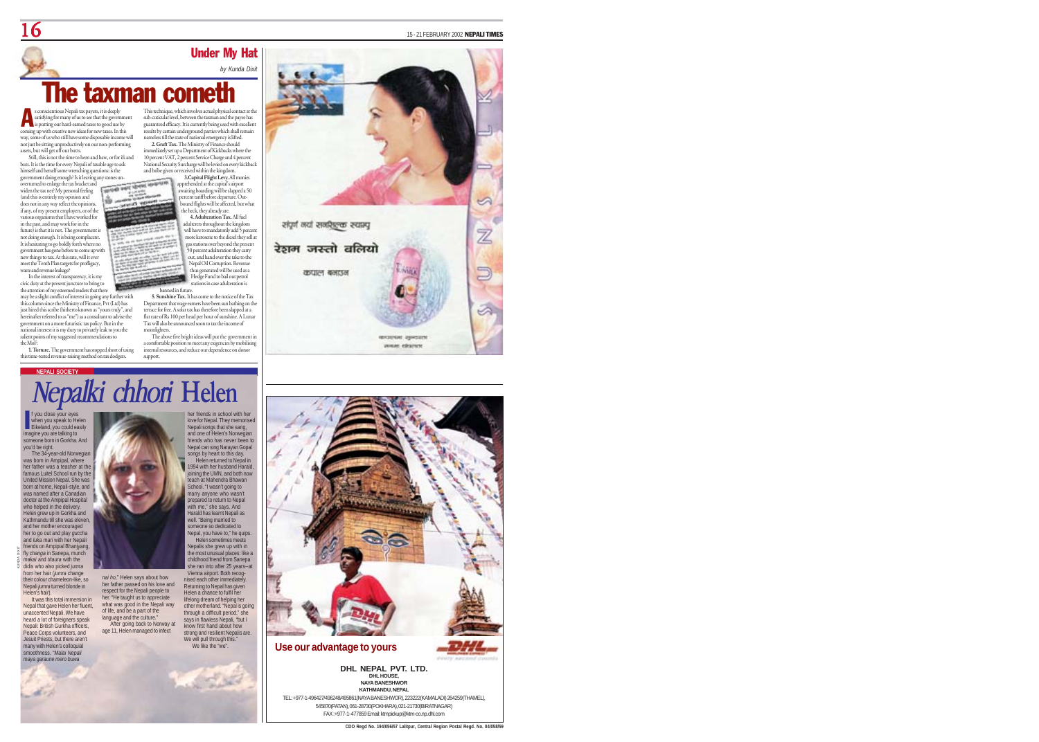## Under My Hat

*by Kunda Dixit*

# The taxman cometh

As conscientious Nepali tax payers, it is deeply satisfying for many of us to see that the government is putting our hard-earned taxes to good use by coming up with creative new ideas for new taxes. In this way, some of us who still have some disposable income will not just be sitting unproductively on our non-performing assets, but will get off our butts.

Still, this is not the time to hem and haw, or for ifs and buts. It is the time for every Nepali of taxable age to ask himself and herself some wrenching questions: is the government doing enough? Is it leaving any stones unovertumed to enlarge the tax bracket and widen the tax net? My personal feeling (and this is entirely my opinion and does not in any way reflect the opinions, if any, of my present employers, or of the various organisms that I have worked for in the past, and may work for in the future) is that it is not. The government is not doing enough. It is being complacent. It is hesitating to go boldly forth where no government has gone before to come up with new things to tax. At this rate, will it ever meet the Tenth Plan targets for profligacy, waste and revenue leakage?

In the interest of transparency, it is my civic duty at the present juncture to bring to the attention of my esteemed readers that there may be a slight conflict of interest in going any further with this column since the Ministry of Finance, Pvt (Ltd) has just hired this scribe (hitherto known as "yours truly", and hereinafter referred to as "me") as a consultant to advise the government on a more futuristic tax policy. But in the national interest it is my duty to privately leak to you the salient points of my suggested recommendations to the MoF:

**1. Torture.** The government has stopped short of using this time-tested revenue-raising method on tax dodgers. This technique, which involves actual physical contact at the sub-cuticular level, between the taxman and the payee has guaranteed efficacy. It is currently being used with excellent results by certain underground parties which shall remain nameless till the state of national emergency is lifted.

**2. Graft Tax.** The Ministry of Finance should immediately set up a Department of Kickbacks where the 10 percent VAT, 2 percent Service Charge and 4 percent National Security Surcharge will be levied on every kickback and bribe given or received within the kingdom.

**3. Capital Flight Levy.** All monies apprehended at the capital's airport awaiting boarding will be slapped a 50 percent tariff before departure. Outbound flights will be affected, but what the heck, they already are.

**4. Adulteration Tax.** All fuel adulterers throughout the kingdom will have to mandatorily add 5 percent more kerosene to the diesel they sell at gas stations over beyond the present 50 percent adulteration they carry out, and hand over the take to the Nepal Oil Corruption. Revenue thus generated will be used as a Hedge Fund to bail out petrol stations in case adulteration is banned in future.

**5. Sunshine Tax.** It has come to the notice of the Tax Department that wage earners have been sun bathing on the terrace for free. A solar tax has therefore been slapped at a flat rate of Rs 100 per head per hour of sunshine. A Lunar Tax will also be announced soon to tax the income of moonlighters.

The above five bright ideas will put the government in a comfortable position to meet any exigencies by mobilising internal resources, and reduce our dependence on donor support.

---

संपूर्ण नयाँ सनसिल्क स्याम्पु

रेशम जस्तो बलियो

कपाल बनाउन

---

NEPALI SOCIETY

# *Nepalki chhori* Helen

If you close your eyes when you speak to Helen Eikeland, you could easily imagine you are talking to someone born in Gorkha. And you'd be right.

The 34-year-old Norwegian was born in Ampipal, where her father was a teacher at the famous Luitel School run by the United Mission Nepal. She was born at home, Nepali-style, and was named after a Canadian doctor at the Ampipal Hospital who helped in the delivery. Helen grew up in Gorkha and Kathmandu till she was eleven, and her mother encouraged her to go out and play *guccha* and *luka mari* with her Nepali friends on Ampipal Bhanjyang, fly *changa* in Sanepa, munch *makai* and *titaura* with the didis who also picked *jumra* from her hair (*jumra* change their colour chameleon-like, so Nepali *jumra* turned blonde in Helen's hair).

It was this total immersion in Nepal that gave Helen her fluent, unaccented Nepali. We have heard a lot of foreigners speak Nepali: British Gurkha officers, Peace Corps volunteers, and Jesuit Priests, but there aren't many with Helen's colloquial smoothness. "*Malai Nepali maya garaune mero buwa nai ho*," Helen says about how her father passed on his love and respect for the Nepali people to her. "He taught us to appreciate what was good in the Nepali way of life, and be a part of the language and the culture."

After going back to Norway at age 11, Helen managed to infect her friends in school with her love for Nepal. They memorised Nepali songs that she sang, and one of Helen's Norwegian friends who has never been to Nepal can sing Narayan Gopal songs by heart to this day.

Helen returned to Nepal in 1994 with her husband Harald, joining the UMN, and both now teach at Mahendra Bhawan School. "I wasn't going to marry anyone who wasn't prepared to return to Nepal with me," she says. And Harald has learnt Nepali as well. "Being married to someone so dedicated to Nepal, you have to," he quips.

Helen sometimes meets Nepalis she grew up with in the most unusual places: like a childhood friend from Sanepa she ran into after 25 years–at Vienna airport. Both recognised each other immediately. Returning to Nepal has given Helen a chance to fulfil her lifelong dream of helping her other motherland. "Nepal is going through a difficult period," she says in flawless Nepali, "but I know first hand about how strong and resilient Nepalis are. We will pull through this."

We like the "we".

---

**Use our advantage to yours**

**DHL NEPAL PVT. LTD.**
**DHL HOUSE,**
**NAYA BANESHWOR**
**KATHMANDU, NEPAL**

TEL: +977-1-496427/496248/495861(NAYA BANESHWOR), 223222(KAMALADI) 264259(THAMEL), 545870(PATAN), 061-28730(POKHARA), 021-21730(BIRATNAGAR)
FAX: +977-1-477859 Email: ktmpickup@ktm-co.np.dhl.com

CDO Regd No. 194/056/57 Lalitpur, Central Region Postal Regd. No. 04/058/59